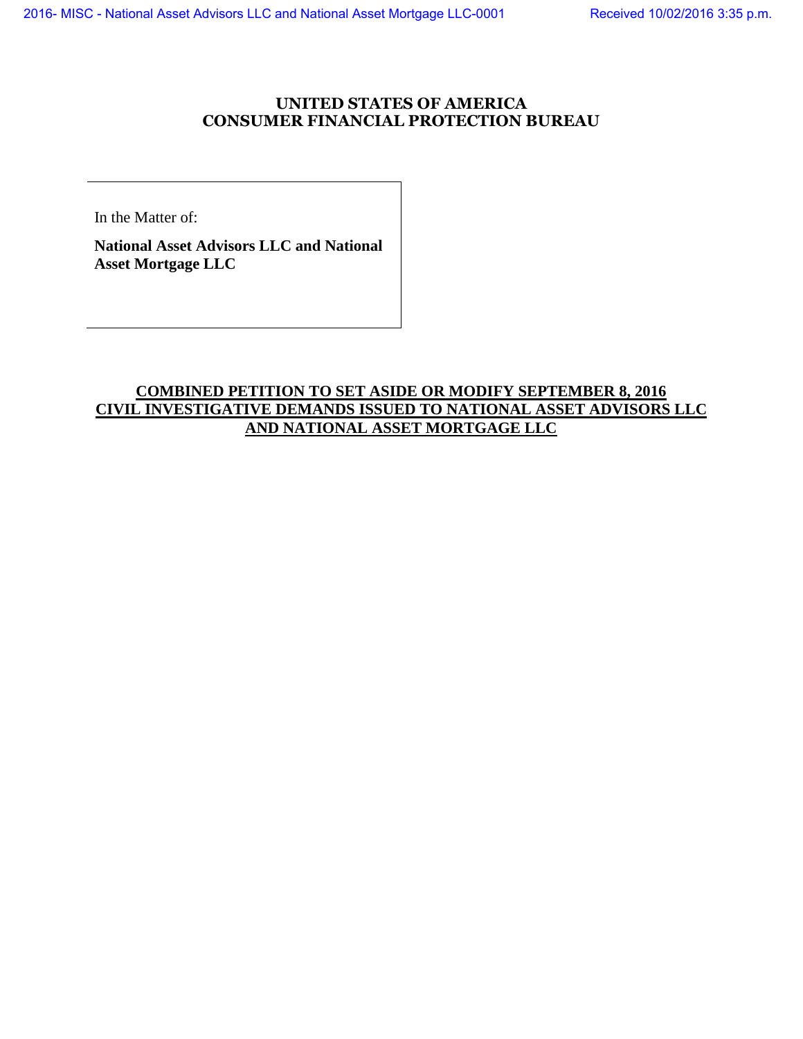# UNITED STATES OF AMERICA
# CONSUMER FINANCIAL PROTECTION BUREAU

In the Matter of:

**National Asset Advisors LLC and National Asset Mortgage LLC**

## COMBINED PETITION TO SET ASIDE OR MODIFY SEPTEMBER 8, 2016 CIVIL INVESTIGATIVE DEMANDS ISSUED TO NATIONAL ASSET ADVISORS LLC AND NATIONAL ASSET MORTGAGE LLC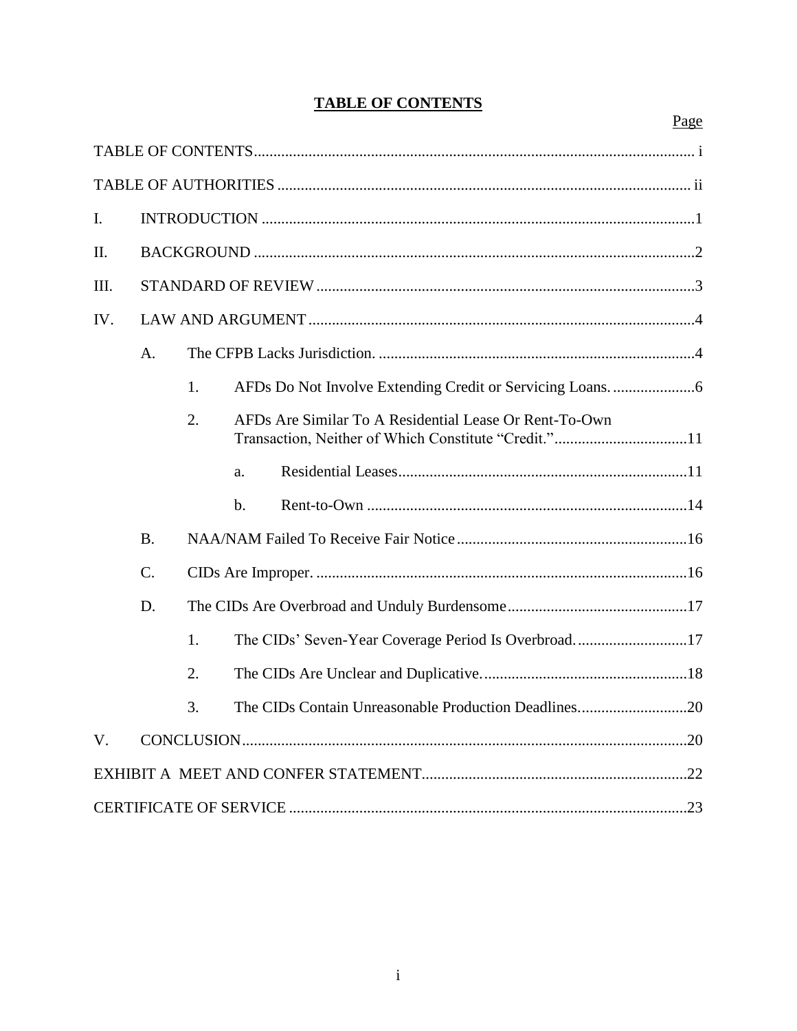# TABLE OF CONTENTS

| | Page |
|---|---|
| TABLE OF CONTENTS | i |
| TABLE OF AUTHORITIES | ii |
| I. INTRODUCTION | 1 |
| II. BACKGROUND | 2 |
| III. STANDARD OF REVIEW | 3 |
| IV. LAW AND ARGUMENT | 4 |
| A. The CFPB Lacks Jurisdiction. | 4 |
| 1. AFDs Do Not Involve Extending Credit or Servicing Loans. | 6 |
| 2. AFDs Are Similar To A Residential Lease Or Rent-To-Own Transaction, Neither of Which Constitute "Credit." | 11 |
| a. Residential Leases | 11 |
| b. Rent-to-Own | 14 |
| B. NAA/NAM Failed To Receive Fair Notice | 16 |
| C. CIDs Are Improper. | 16 |
| D. The CIDs Are Overbroad and Unduly Burdensome | 17 |
| 1. The CIDs' Seven-Year Coverage Period Is Overbroad. | 17 |
| 2. The CIDs Are Unclear and Duplicative. | 18 |
| 3. The CIDs Contain Unreasonable Production Deadlines. | 20 |
| V. CONCLUSION | 20 |
| EXHIBIT A MEET AND CONFER STATEMENT | 22 |
| CERTIFICATE OF SERVICE | 23 |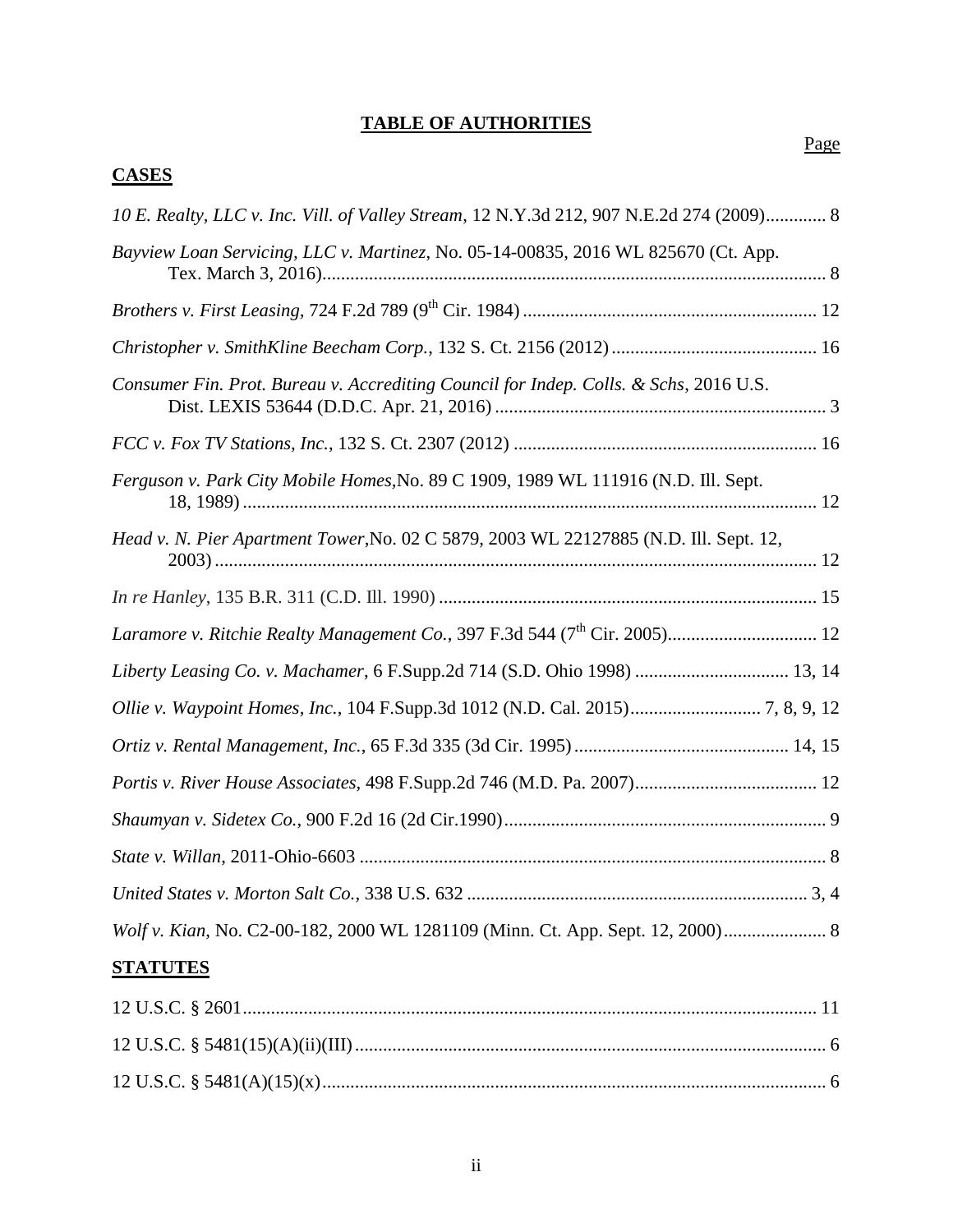# TABLE OF AUTHORITIES

Page

## CASES

*10 E. Realty, LLC v. Inc. Vill. of Valley Stream*, 12 N.Y.3d 212, 907 N.E.2d 274 (2009)............. 8

*Bayview Loan Servicing, LLC v. Martinez*, No. 05-14-00835, 2016 WL 825670 (Ct. App. Tex. March 3, 2016)............................................................................................................. 8

*Brothers v. First Leasing*, 724 F.2d 789 (9th Cir. 1984)............................................................... 12

*Christopher v. SmithKline Beecham Corp.*, 132 S. Ct. 2156 (2012)............................................ 16

*Consumer Fin. Prot. Bureau v. Accrediting Council for Indep. Colls. & Schs*, 2016 U.S. Dist. LEXIS 53644 (D.D.C. Apr. 21, 2016)....................................................................... 3

*FCC v. Fox TV Stations, Inc.*, 132 S. Ct. 2307 (2012)................................................................. 16

*Ferguson v. Park City Mobile Homes*,No. 89 C 1909, 1989 WL 111916 (N.D. Ill. Sept. 18, 1989)........................................................................................................................... 12

*Head v. N. Pier Apartment Tower*,No. 02 C 5879, 2003 WL 22127885 (N.D. Ill. Sept. 12, 2003)............................................................................................................................... 12

*In re Hanley*, 135 B.R. 311 (C.D. Ill. 1990)................................................................................. 15

*Laramore v. Ritchie Realty Management Co.*, 397 F.3d 544 (7th Cir. 2005)................................ 12

*Liberty Leasing Co. v. Machamer*, 6 F.Supp.2d 714 (S.D. Ohio 1998)................................. 13, 14

*Ollie v. Waypoint Homes, Inc.*, 104 F.Supp.3d 1012 (N.D. Cal. 2015)............................ 7, 8, 9, 12

*Ortiz v. Rental Management, Inc.*, 65 F.3d 335 (3d Cir. 1995).............................................. 14, 15

*Portis v. River House Associates*, 498 F.Supp.2d 746 (M.D. Pa. 2007)....................................... 12

*Shaumyan v. Sidetex Co.*, 900 F.2d 16 (2d Cir.1990)..................................................................... 9

*State v. Willan*, 2011-Ohio-6603.................................................................................................... 8

*United States v. Morton Salt Co.*, 338 U.S. 632......................................................................... 3, 4

*Wolf v. Kian*, No. C2-00-182, 2000 WL 1281109 (Minn. Ct. App. Sept. 12, 2000)...................... 8

## STATUTES

12 U.S.C. § 2601........................................................................................................................... 11

12 U.S.C. § 5481(15)(A)(ii)(III)..................................................................................................... 6

12 U.S.C. § 5481(A)(15)(x)............................................................................................................ 6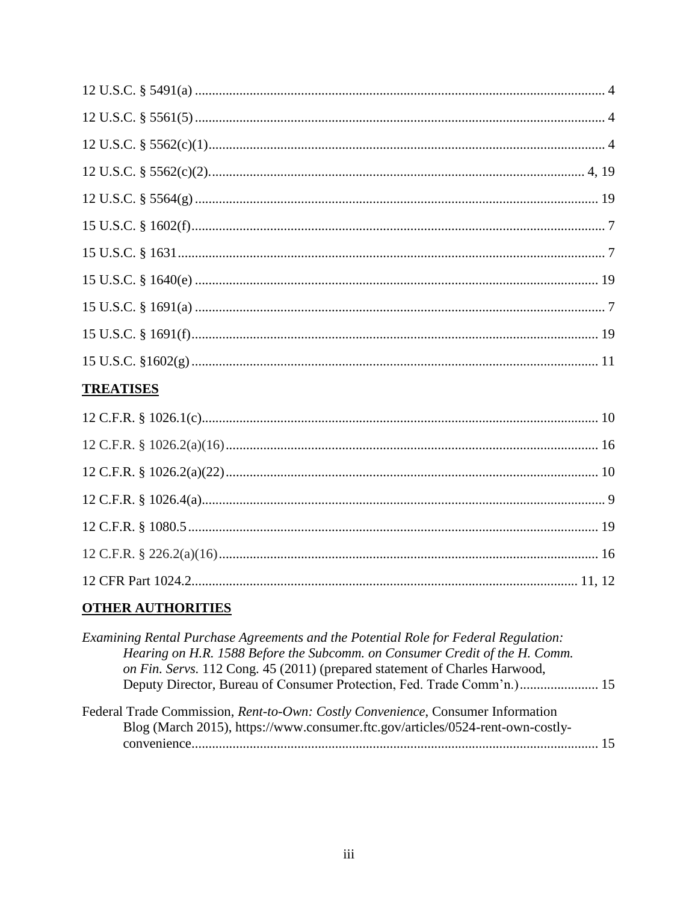12 U.S.C. § 5491(a) ....................................................................................................... 4

12 U.S.C. § 5561(5) ....................................................................................................... 4

12 U.S.C. § 5562(c)(1)................................................................................................... 4

12 U.S.C. § 5562(c)(2)............................................................................................. 4, 19

12 U.S.C. § 5564(g) ..................................................................................................... 19

15 U.S.C. § 1602(f)......................................................................................................... 7

15 U.S.C. § 1631 ............................................................................................................. 7

15 U.S.C. § 1640(e) ...................................................................................................... 19

15 U.S.C. § 1691(a) ........................................................................................................ 7

15 U.S.C. § 1691(f)....................................................................................................... 19

15 U.S.C. §1602(g) ....................................................................................................... 11

## TREATISES

12 C.F.R. § 1026.1(c).................................................................................................... 10

12 C.F.R. § 1026.2(a)(16)............................................................................................ 16

12 C.F.R. § 1026.2(a)(22)............................................................................................ 10

12 C.F.R. § 1026.4(a)...................................................................................................... 9

12 C.F.R. § 1080.5 ........................................................................................................ 19

12 C.F.R. § 226.2(a)(16)............................................................................................... 16

12 CFR Part 1024.2................................................................................................. 11, 12

## OTHER AUTHORITIES

*Examining Rental Purchase Agreements and the Potential Role for Federal Regulation: Hearing on H.R. 1588 Before the Subcomm. on Consumer Credit of the H. Comm. on Fin. Servs.* 112 Cong. 45 (2011) (prepared statement of Charles Harwood, Deputy Director, Bureau of Consumer Protection, Fed. Trade Comm'n.)....................... 15

Federal Trade Commission, *Rent-to-Own: Costly Convenience*, Consumer Information Blog (March 2015), https://www.consumer.ftc.gov/articles/0524-rent-own-costly-convenience...................................................................................................... 15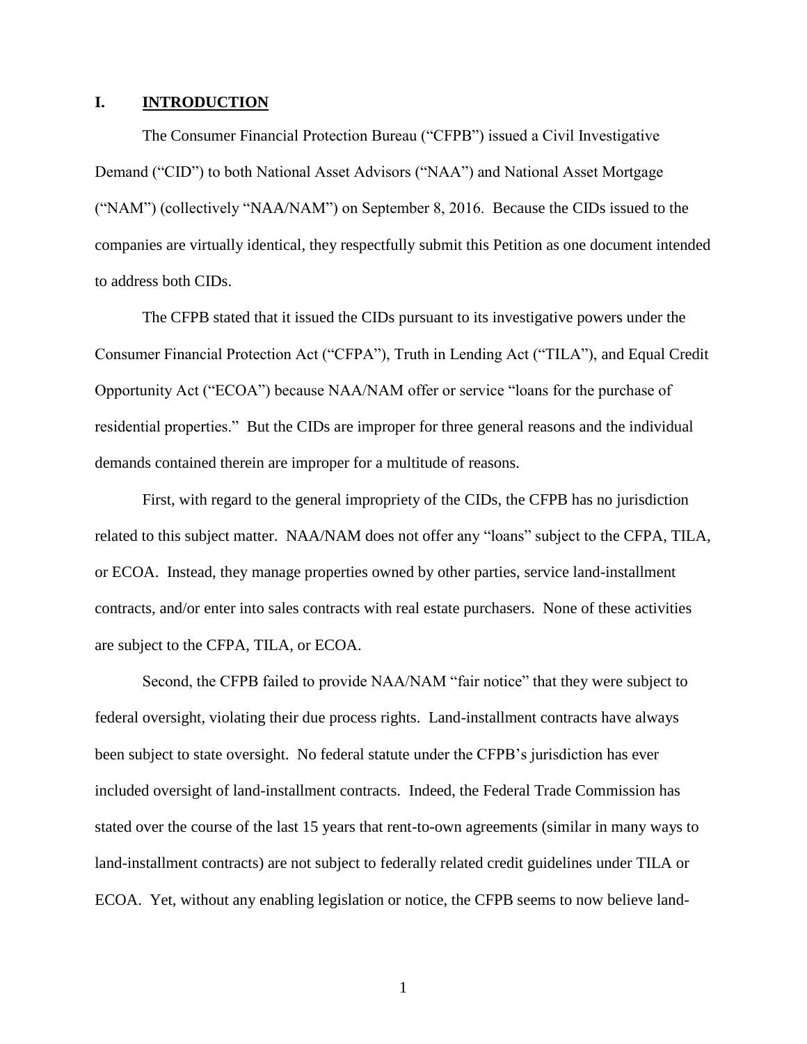## I. INTRODUCTION

The Consumer Financial Protection Bureau ("CFPB") issued a Civil Investigative Demand ("CID") to both National Asset Advisors ("NAA") and National Asset Mortgage ("NAM") (collectively "NAA/NAM") on September 8, 2016. Because the CIDs issued to the companies are virtually identical, they respectfully submit this Petition as one document intended to address both CIDs.

The CFPB stated that it issued the CIDs pursuant to its investigative powers under the Consumer Financial Protection Act ("CFPA"), Truth in Lending Act ("TILA"), and Equal Credit Opportunity Act ("ECOA") because NAA/NAM offer or service "loans for the purchase of residential properties." But the CIDs are improper for three general reasons and the individual demands contained therein are improper for a multitude of reasons.

First, with regard to the general impropriety of the CIDs, the CFPB has no jurisdiction related to this subject matter. NAA/NAM does not offer any "loans" subject to the CFPA, TILA, or ECOA. Instead, they manage properties owned by other parties, service land-installment contracts, and/or enter into sales contracts with real estate purchasers. None of these activities are subject to the CFPA, TILA, or ECOA.

Second, the CFPB failed to provide NAA/NAM "fair notice" that they were subject to federal oversight, violating their due process rights. Land-installment contracts have always been subject to state oversight. No federal statute under the CFPB's jurisdiction has ever included oversight of land-installment contracts. Indeed, the Federal Trade Commission has stated over the course of the last 15 years that rent-to-own agreements (similar in many ways to land-installment contracts) are not subject to federally related credit guidelines under TILA or ECOA. Yet, without any enabling legislation or notice, the CFPB seems to now believe land-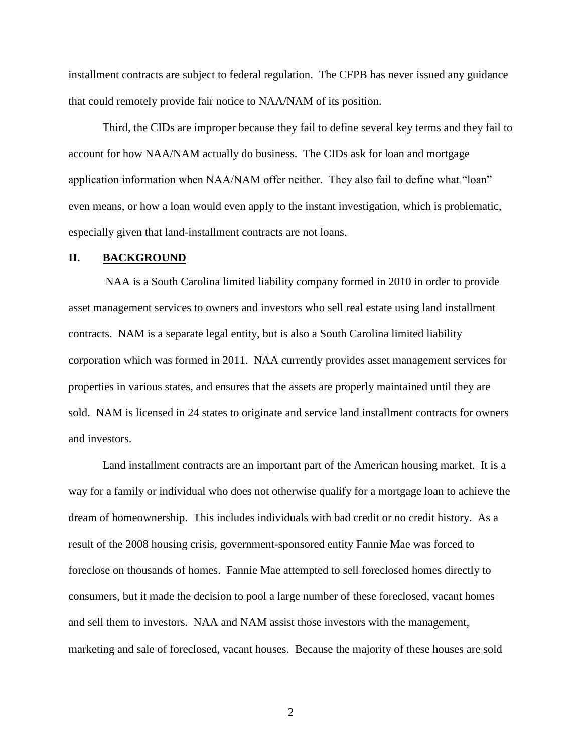installment contracts are subject to federal regulation. The CFPB has never issued any guidance that could remotely provide fair notice to NAA/NAM of its position.

Third, the CIDs are improper because they fail to define several key terms and they fail to account for how NAA/NAM actually do business. The CIDs ask for loan and mortgage application information when NAA/NAM offer neither. They also fail to define what "loan" even means, or how a loan would even apply to the instant investigation, which is problematic, especially given that land-installment contracts are not loans.

## II. BACKGROUND

NAA is a South Carolina limited liability company formed in 2010 in order to provide asset management services to owners and investors who sell real estate using land installment contracts. NAM is a separate legal entity, but is also a South Carolina limited liability corporation which was formed in 2011. NAA currently provides asset management services for properties in various states, and ensures that the assets are properly maintained until they are sold. NAM is licensed in 24 states to originate and service land installment contracts for owners and investors.

Land installment contracts are an important part of the American housing market. It is a way for a family or individual who does not otherwise qualify for a mortgage loan to achieve the dream of homeownership. This includes individuals with bad credit or no credit history. As a result of the 2008 housing crisis, government-sponsored entity Fannie Mae was forced to foreclose on thousands of homes. Fannie Mae attempted to sell foreclosed homes directly to consumers, but it made the decision to pool a large number of these foreclosed, vacant homes and sell them to investors. NAA and NAM assist those investors with the management, marketing and sale of foreclosed, vacant houses. Because the majority of these houses are sold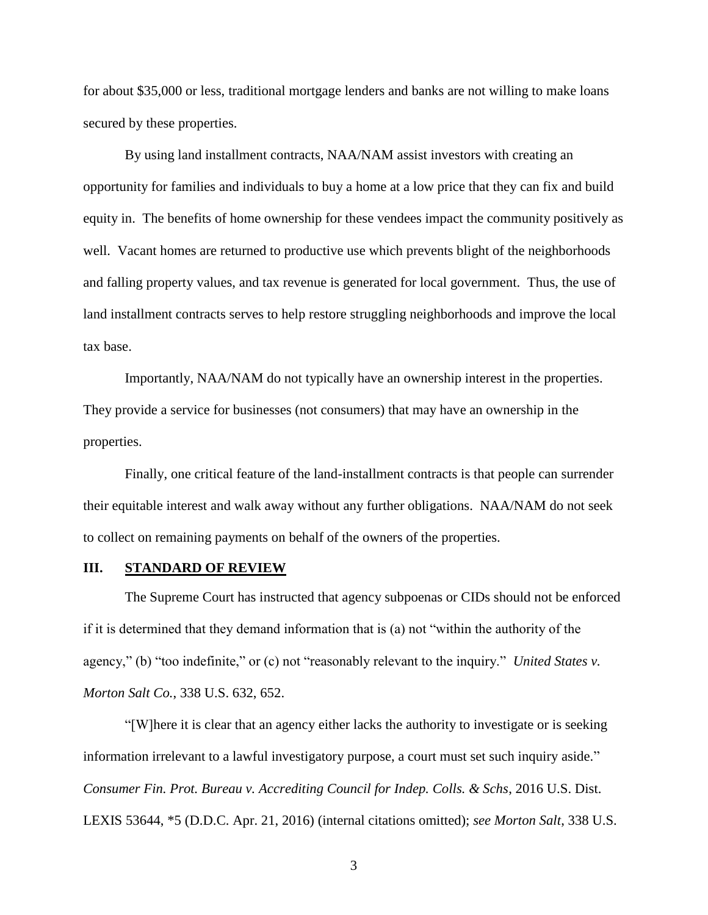for about $35,000 or less, traditional mortgage lenders and banks are not willing to make loans secured by these properties.

By using land installment contracts, NAA/NAM assist investors with creating an opportunity for families and individuals to buy a home at a low price that they can fix and build equity in. The benefits of home ownership for these vendees impact the community positively as well. Vacant homes are returned to productive use which prevents blight of the neighborhoods and falling property values, and tax revenue is generated for local government. Thus, the use of land installment contracts serves to help restore struggling neighborhoods and improve the local tax base.

Importantly, NAA/NAM do not typically have an ownership interest in the properties. They provide a service for businesses (not consumers) that may have an ownership in the properties.

Finally, one critical feature of the land-installment contracts is that people can surrender their equitable interest and walk away without any further obligations. NAA/NAM do not seek to collect on remaining payments on behalf of the owners of the properties.

## III. STANDARD OF REVIEW

The Supreme Court has instructed that agency subpoenas or CIDs should not be enforced if it is determined that they demand information that is (a) not "within the authority of the agency," (b) "too indefinite," or (c) not "reasonably relevant to the inquiry." *United States v. Morton Salt Co.*, 338 U.S. 632, 652.

"[W]here it is clear that an agency either lacks the authority to investigate or is seeking information irrelevant to a lawful investigatory purpose, a court must set such inquiry aside." *Consumer Fin. Prot. Bureau v. Accrediting Council for Indep. Colls. & Schs*, 2016 U.S. Dist. LEXIS 53644, *5 (D.D.C. Apr. 21, 2016) (internal citations omitted); *see Morton Salt*, 338 U.S.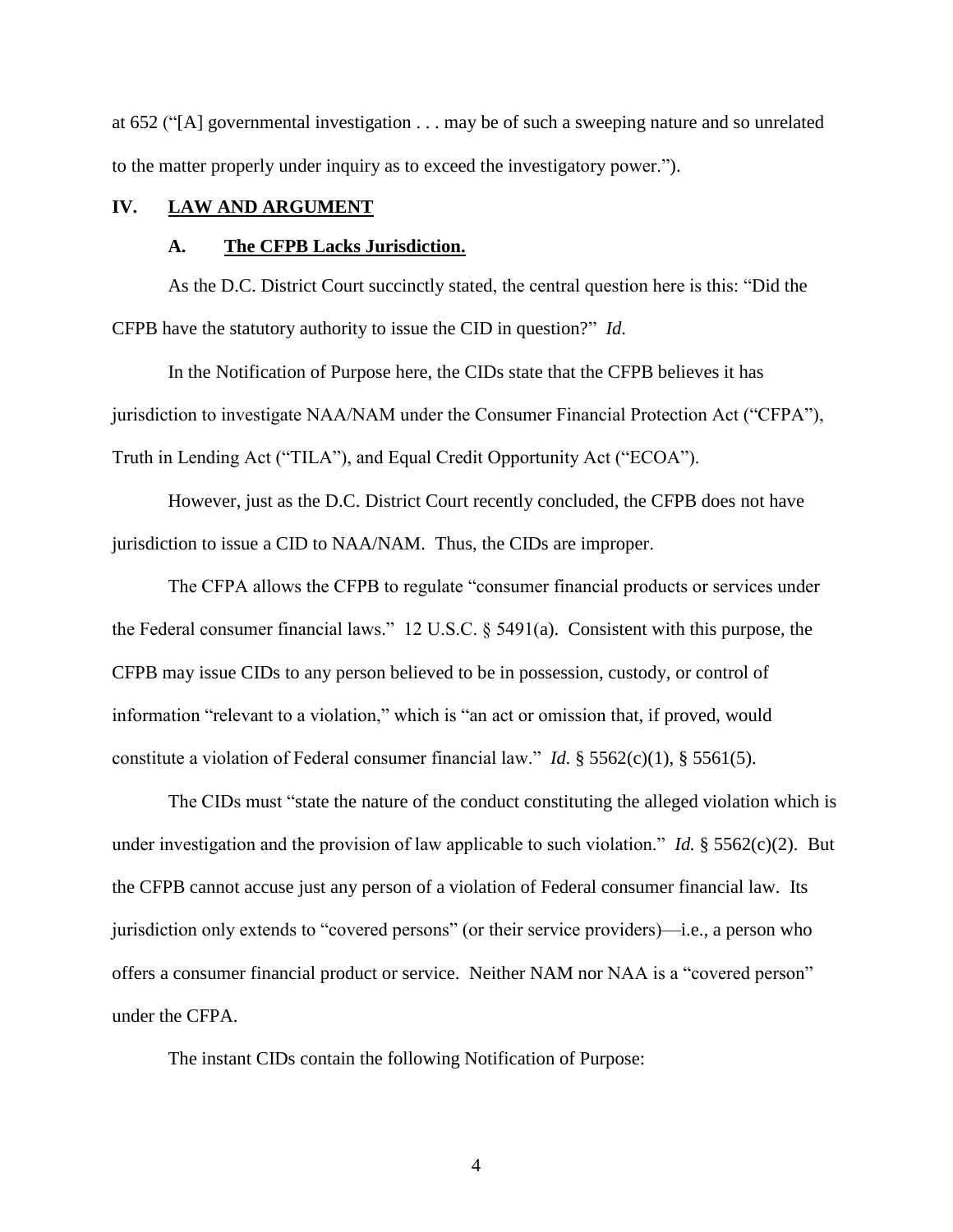at 652 ("[A] governmental investigation . . . may be of such a sweeping nature and so unrelated to the matter properly under inquiry as to exceed the investigatory power.").

## IV. LAW AND ARGUMENT

### A. The CFPB Lacks Jurisdiction.

As the D.C. District Court succinctly stated, the central question here is this: "Did the CFPB have the statutory authority to issue the CID in question?" *Id.*

In the Notification of Purpose here, the CIDs state that the CFPB believes it has jurisdiction to investigate NAA/NAM under the Consumer Financial Protection Act ("CFPA"), Truth in Lending Act ("TILA"), and Equal Credit Opportunity Act ("ECOA").

However, just as the D.C. District Court recently concluded, the CFPB does not have jurisdiction to issue a CID to NAA/NAM. Thus, the CIDs are improper.

The CFPA allows the CFPB to regulate "consumer financial products or services under the Federal consumer financial laws." 12 U.S.C. § 5491(a). Consistent with this purpose, the CFPB may issue CIDs to any person believed to be in possession, custody, or control of information "relevant to a violation," which is "an act or omission that, if proved, would constitute a violation of Federal consumer financial law." *Id.* § 5562(c)(1), § 5561(5).

The CIDs must "state the nature of the conduct constituting the alleged violation which is under investigation and the provision of law applicable to such violation." *Id.* § 5562(c)(2). But the CFPB cannot accuse just any person of a violation of Federal consumer financial law. Its jurisdiction only extends to "covered persons" (or their service providers)—i.e., a person who offers a consumer financial product or service. Neither NAM nor NAA is a "covered person" under the CFPA.

The instant CIDs contain the following Notification of Purpose: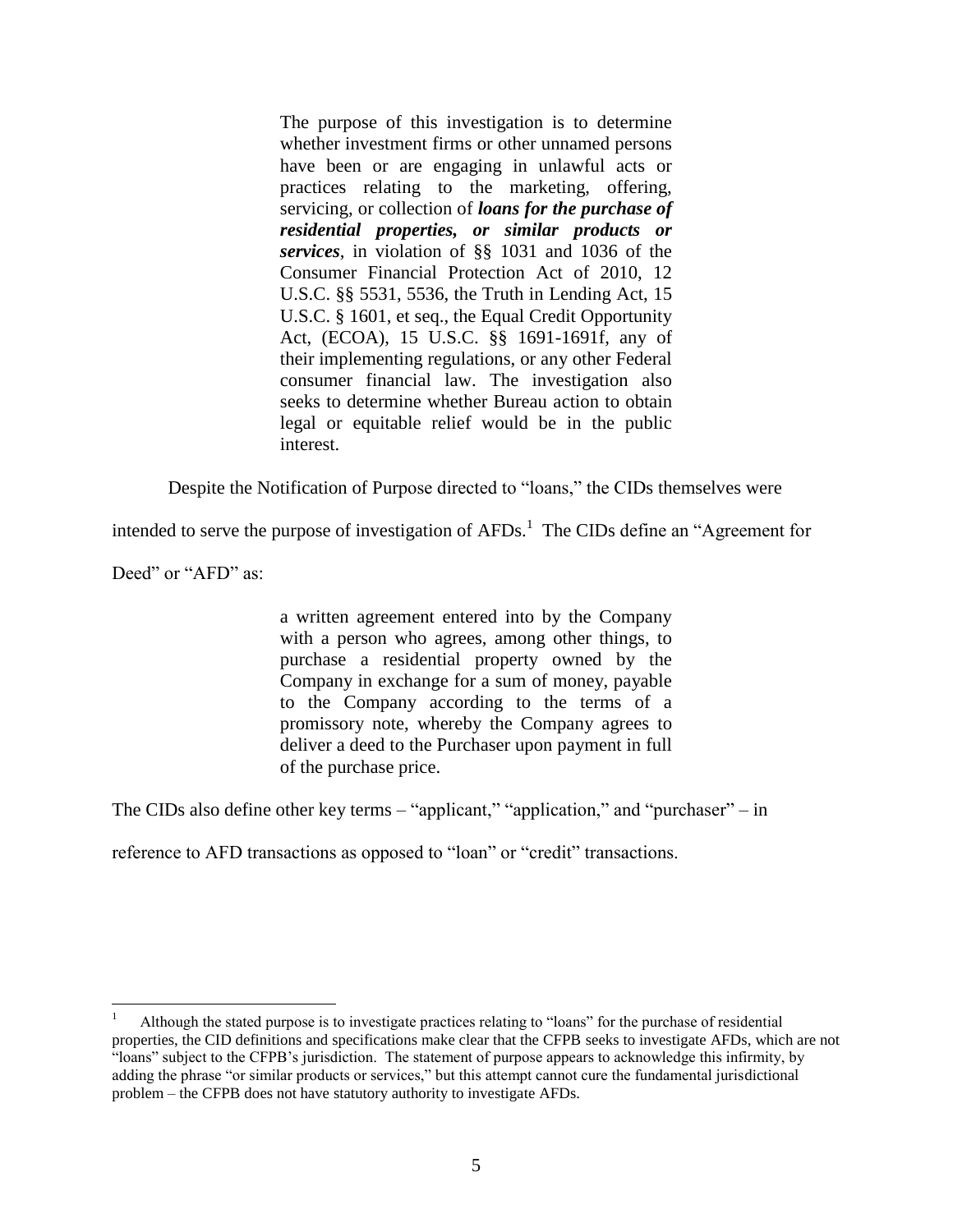> The purpose of this investigation is to determine whether investment firms or other unnamed persons have been or are engaging in unlawful acts or practices relating to the marketing, offering, servicing, or collection of ***loans for the purchase of residential properties, or similar products or services***, in violation of §§ 1031 and 1036 of the Consumer Financial Protection Act of 2010, 12 U.S.C. §§ 5531, 5536, the Truth in Lending Act, 15 U.S.C. § 1601, et seq., the Equal Credit Opportunity Act, (ECOA), 15 U.S.C. §§ 1691-1691f, any of their implementing regulations, or any other Federal consumer financial law. The investigation also seeks to determine whether Bureau action to obtain legal or equitable relief would be in the public interest.

Despite the Notification of Purpose directed to "loans," the CIDs themselves were intended to serve the purpose of investigation of AFDs.[1] The CIDs define an "Agreement for Deed" or "AFD" as:

> a written agreement entered into by the Company with a person who agrees, among other things, to purchase a residential property owned by the Company in exchange for a sum of money, payable to the Company according to the terms of a promissory note, whereby the Company agrees to deliver a deed to the Purchaser upon payment in full of the purchase price.

The CIDs also define other key terms – "applicant," "application," and "purchaser" – in reference to AFD transactions as opposed to "loan" or "credit" transactions.

---

[1] Although the stated purpose is to investigate practices relating to "loans" for the purchase of residential properties, the CID definitions and specifications make clear that the CFPB seeks to investigate AFDs, which are not "loans" subject to the CFPB's jurisdiction. The statement of purpose appears to acknowledge this infirmity, by adding the phrase "or similar products or services," but this attempt cannot cure the fundamental jurisdictional problem – the CFPB does not have statutory authority to investigate AFDs.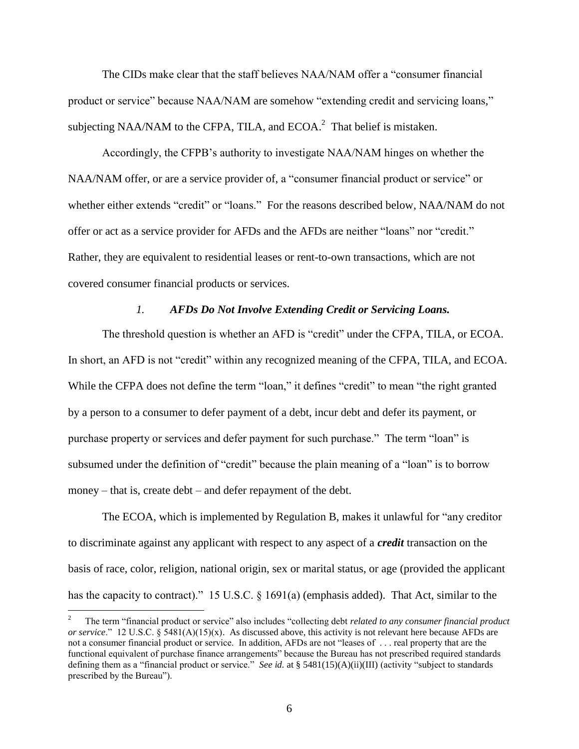The CIDs make clear that the staff believes NAA/NAM offer a "consumer financial product or service" because NAA/NAM are somehow "extending credit and servicing loans," subjecting NAA/NAM to the CFPA, TILA, and ECOA.[2] That belief is mistaken.

Accordingly, the CFPB's authority to investigate NAA/NAM hinges on whether the NAA/NAM offer, or are a service provider of, a "consumer financial product or service" or whether either extends "credit" or "loans." For the reasons described below, NAA/NAM do not offer or act as a service provider for AFDs and the AFDs are neither "loans" nor "credit." Rather, they are equivalent to residential leases or rent-to-own transactions, which are not covered consumer financial products or services.

### *1. AFDs Do Not Involve Extending Credit or Servicing Loans.*

The threshold question is whether an AFD is "credit" under the CFPA, TILA, or ECOA. In short, an AFD is not "credit" within any recognized meaning of the CFPA, TILA, and ECOA. While the CFPA does not define the term "loan," it defines "credit" to mean "the right granted by a person to a consumer to defer payment of a debt, incur debt and defer its payment, or purchase property or services and defer payment for such purchase." The term "loan" is subsumed under the definition of "credit" because the plain meaning of a "loan" is to borrow money – that is, create debt – and defer repayment of the debt.

The ECOA, which is implemented by Regulation B, makes it unlawful for "any creditor to discriminate against any applicant with respect to any aspect of a ***credit*** transaction on the basis of race, color, religion, national origin, sex or marital status, or age (provided the applicant has the capacity to contract)." 15 U.S.C. § 1691(a) (emphasis added). That Act, similar to the

---

[2] The term "financial product or service" also includes "collecting debt *related to any consumer financial product or service*." 12 U.S.C. § 5481(A)(15)(x). As discussed above, this activity is not relevant here because AFDs are not a consumer financial product or service. In addition, AFDs are not "leases of . . . real property that are the functional equivalent of purchase finance arrangements" because the Bureau has not prescribed required standards defining them as a "financial product or service." *See id.* at § 5481(15)(A)(ii)(III) (activity "subject to standards prescribed by the Bureau").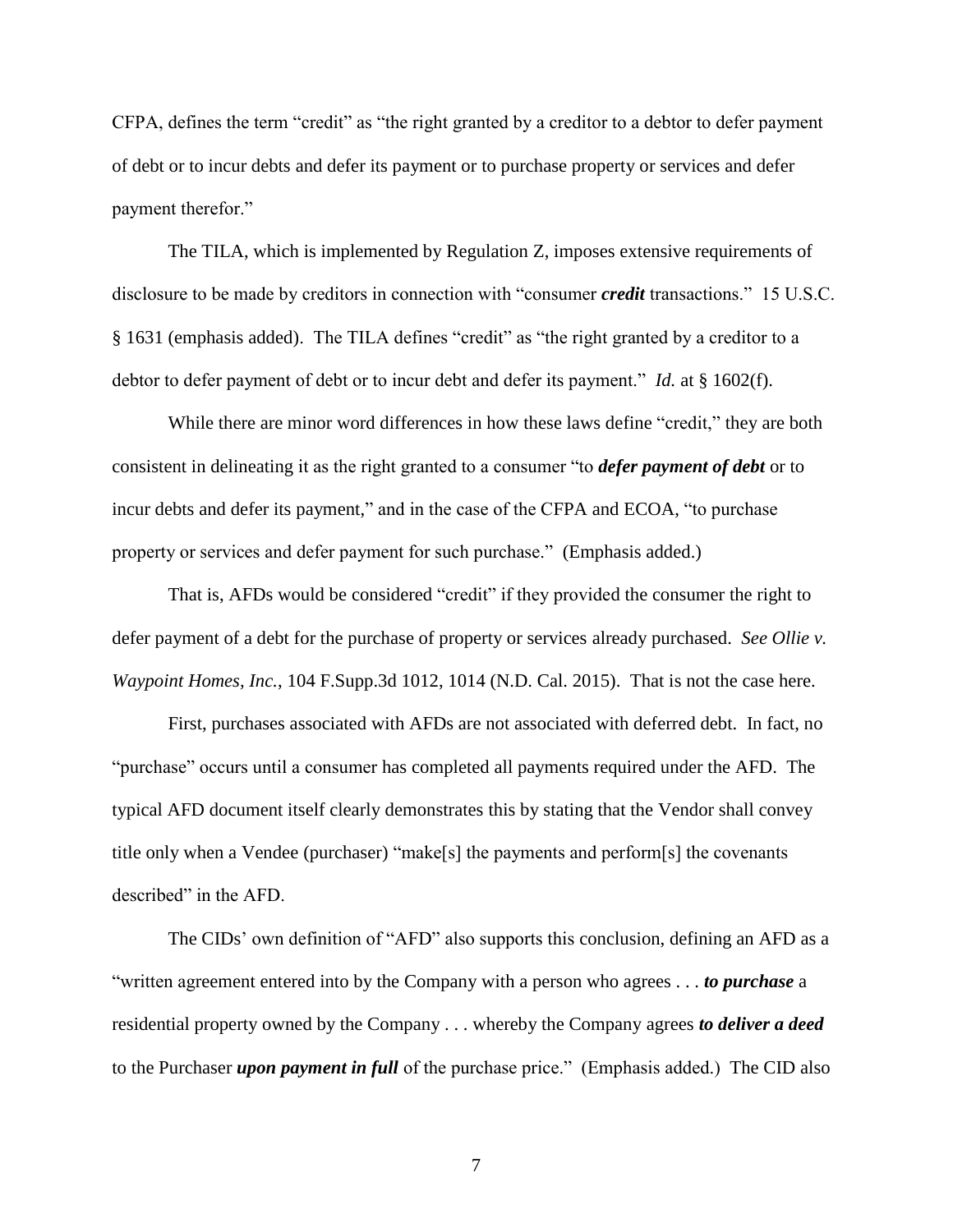CFPA, defines the term "credit" as "the right granted by a creditor to a debtor to defer payment of debt or to incur debts and defer its payment or to purchase property or services and defer payment therefor."

The TILA, which is implemented by Regulation Z, imposes extensive requirements of disclosure to be made by creditors in connection with "consumer ***credit*** transactions." 15 U.S.C. § 1631 (emphasis added). The TILA defines "credit" as "the right granted by a creditor to a debtor to defer payment of debt or to incur debt and defer its payment." *Id.* at § 1602(f).

While there are minor word differences in how these laws define "credit," they are both consistent in delineating it as the right granted to a consumer "to ***defer payment of debt*** or to incur debts and defer its payment," and in the case of the CFPA and ECOA, "to purchase property or services and defer payment for such purchase." (Emphasis added.)

That is, AFDs would be considered "credit" if they provided the consumer the right to defer payment of a debt for the purchase of property or services already purchased. *See Ollie v. Waypoint Homes, Inc.*, 104 F.Supp.3d 1012, 1014 (N.D. Cal. 2015). That is not the case here.

First, purchases associated with AFDs are not associated with deferred debt. In fact, no "purchase" occurs until a consumer has completed all payments required under the AFD. The typical AFD document itself clearly demonstrates this by stating that the Vendor shall convey title only when a Vendee (purchaser) "make[s] the payments and perform[s] the covenants described" in the AFD.

The CIDs' own definition of "AFD" also supports this conclusion, defining an AFD as a "written agreement entered into by the Company with a person who agrees . . . ***to purchase*** a residential property owned by the Company . . . whereby the Company agrees ***to deliver a deed*** to the Purchaser ***upon payment in full*** of the purchase price." (Emphasis added.) The CID also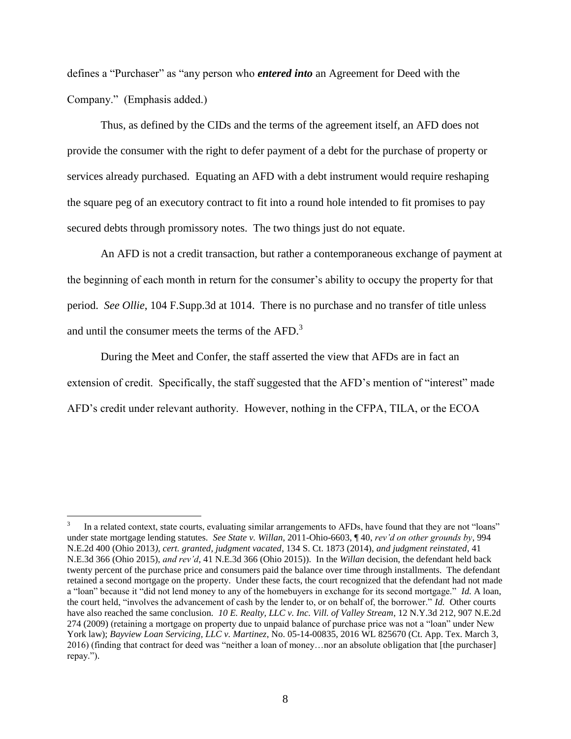defines a "Purchaser" as "any person who ***entered into*** an Agreement for Deed with the Company." (Emphasis added.)

Thus, as defined by the CIDs and the terms of the agreement itself, an AFD does not provide the consumer with the right to defer payment of a debt for the purchase of property or services already purchased. Equating an AFD with a debt instrument would require reshaping the square peg of an executory contract to fit into a round hole intended to fit promises to pay secured debts through promissory notes. The two things just do not equate.

An AFD is not a credit transaction, but rather a contemporaneous exchange of payment at the beginning of each month in return for the consumer's ability to occupy the property for that period. *See Ollie*, 104 F.Supp.3d at 1014. There is no purchase and no transfer of title unless and until the consumer meets the terms of the AFD.[3]

During the Meet and Confer, the staff asserted the view that AFDs are in fact an extension of credit. Specifically, the staff suggested that the AFD's mention of "interest" made AFD's credit under relevant authority. However, nothing in the CFPA, TILA, or the ECOA

---

[3] In a related context, state courts, evaluating similar arrangements to AFDs, have found that they are not "loans" under state mortgage lending statutes. *See State v. Willan*, 2011-Ohio-6603, ¶ 40, *rev'd on other grounds by*, 994 N.E.2d 400 (Ohio 2013*), cert. granted, judgment vacated*, 134 S. Ct. 1873 (2014), *and judgment reinstated*, 41 N.E.3d 366 (Ohio 2015), *and rev'd*, 41 N.E.3d 366 (Ohio 2015)). In the *Willan* decision, the defendant held back twenty percent of the purchase price and consumers paid the balance over time through installments. The defendant retained a second mortgage on the property. Under these facts, the court recognized that the defendant had not made a "loan" because it "did not lend money to any of the homebuyers in exchange for its second mortgage." *Id.* A loan, the court held, "involves the advancement of cash by the lender to, or on behalf of, the borrower." *Id.* Other courts have also reached the same conclusion. *10 E. Realty, LLC v. Inc. Vill. of Valley Stream*, 12 N.Y.3d 212, 907 N.E.2d 274 (2009) (retaining a mortgage on property due to unpaid balance of purchase price was not a "loan" under New York law); *Bayview Loan Servicing, LLC v. Martinez*, No. 05-14-00835, 2016 WL 825670 (Ct. App. Tex. March 3, 2016) (finding that contract for deed was "neither a loan of money…nor an absolute obligation that [the purchaser] repay.").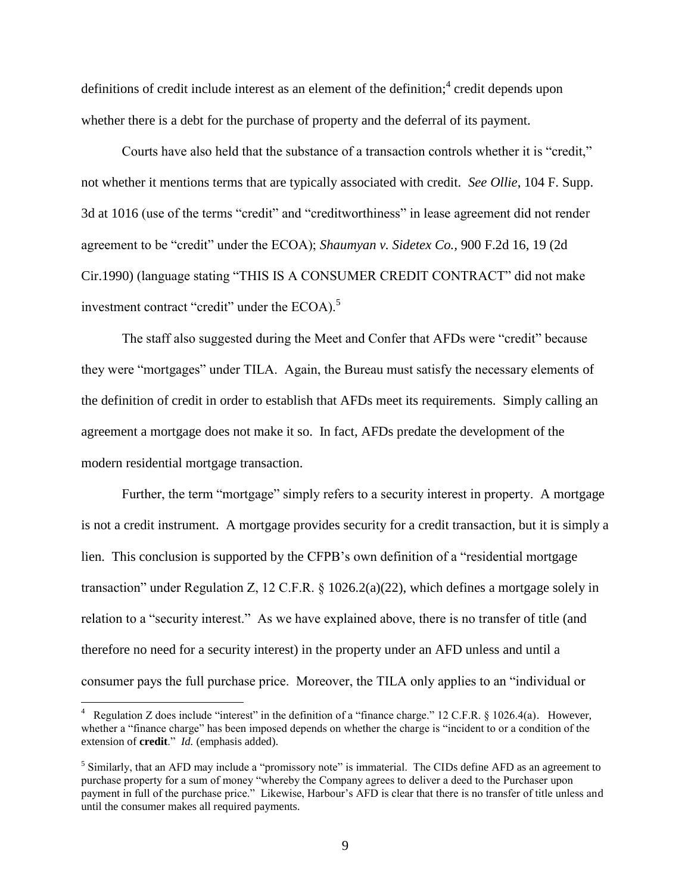definitions of credit include interest as an element of the definition;[4] credit depends upon whether there is a debt for the purchase of property and the deferral of its payment.

Courts have also held that the substance of a transaction controls whether it is "credit," not whether it mentions terms that are typically associated with credit. *See Ollie*, 104 F. Supp. 3d at 1016 (use of the terms "credit" and "creditworthiness" in lease agreement did not render agreement to be "credit" under the ECOA); *Shaumyan v. Sidetex Co.*, 900 F.2d 16, 19 (2d Cir.1990) (language stating "THIS IS A CONSUMER CREDIT CONTRACT" did not make investment contract "credit" under the ECOA).[5]

The staff also suggested during the Meet and Confer that AFDs were "credit" because they were "mortgages" under TILA. Again, the Bureau must satisfy the necessary elements of the definition of credit in order to establish that AFDs meet its requirements. Simply calling an agreement a mortgage does not make it so. In fact, AFDs predate the development of the modern residential mortgage transaction.

Further, the term "mortgage" simply refers to a security interest in property. A mortgage is not a credit instrument. A mortgage provides security for a credit transaction, but it is simply a lien. This conclusion is supported by the CFPB's own definition of a "residential mortgage transaction" under Regulation Z, 12 C.F.R. § 1026.2(a)(22), which defines a mortgage solely in relation to a "security interest." As we have explained above, there is no transfer of title (and therefore no need for a security interest) in the property under an AFD unless and until a consumer pays the full purchase price. Moreover, the TILA only applies to an "individual or

---

[4] Regulation Z does include "interest" in the definition of a "finance charge." 12 C.F.R. § 1026.4(a). However, whether a "finance charge" has been imposed depends on whether the charge is "incident to or a condition of the extension of **credit**." *Id.* (emphasis added).

[5] Similarly, that an AFD may include a "promissory note" is immaterial. The CIDs define AFD as an agreement to purchase property for a sum of money "whereby the Company agrees to deliver a deed to the Purchaser upon payment in full of the purchase price." Likewise, Harbour's AFD is clear that there is no transfer of title unless and until the consumer makes all required payments.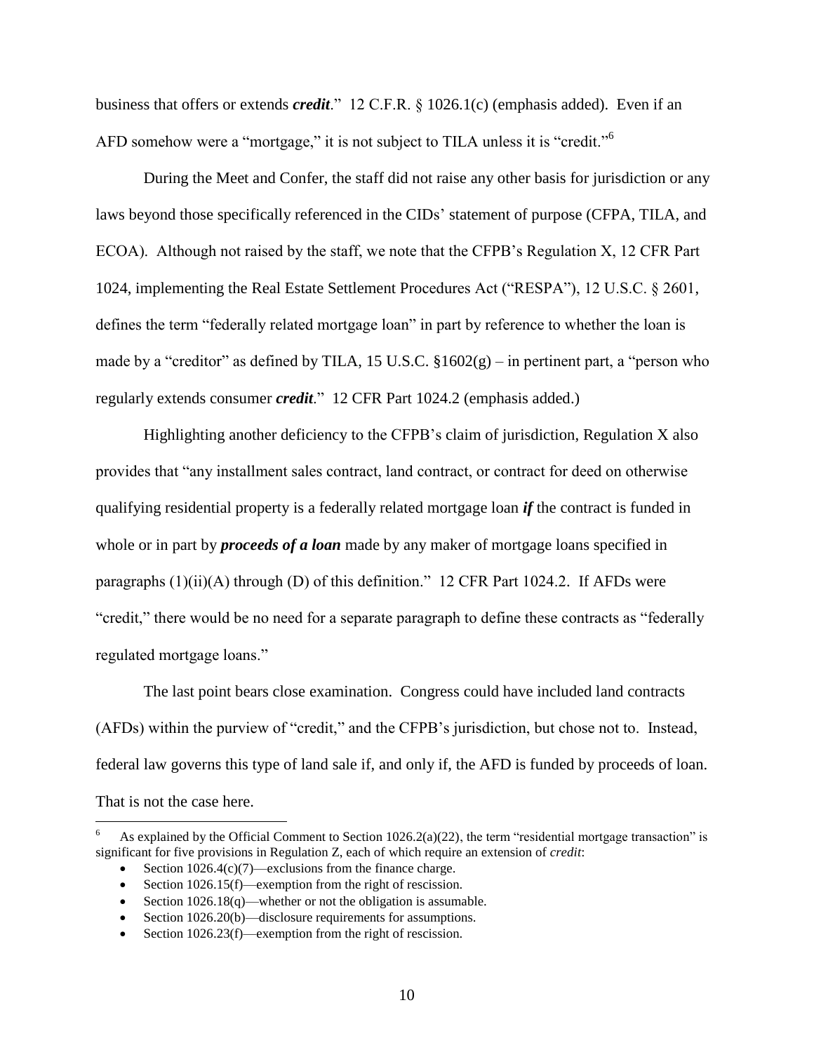business that offers or extends ***credit***." 12 C.F.R. § 1026.1(c) (emphasis added). Even if an AFD somehow were a "mortgage," it is not subject to TILA unless it is "credit."[6]

During the Meet and Confer, the staff did not raise any other basis for jurisdiction or any laws beyond those specifically referenced in the CIDs' statement of purpose (CFPA, TILA, and ECOA). Although not raised by the staff, we note that the CFPB's Regulation X, 12 CFR Part 1024, implementing the Real Estate Settlement Procedures Act ("RESPA"), 12 U.S.C. § 2601, defines the term "federally related mortgage loan" in part by reference to whether the loan is made by a "creditor" as defined by TILA, 15 U.S.C. §1602(g) – in pertinent part, a "person who regularly extends consumer ***credit***." 12 CFR Part 1024.2 (emphasis added.)

Highlighting another deficiency to the CFPB's claim of jurisdiction, Regulation X also provides that "any installment sales contract, land contract, or contract for deed on otherwise qualifying residential property is a federally related mortgage loan ***if*** the contract is funded in whole or in part by ***proceeds of a loan*** made by any maker of mortgage loans specified in paragraphs (1)(ii)(A) through (D) of this definition." 12 CFR Part 1024.2. If AFDs were "credit," there would be no need for a separate paragraph to define these contracts as "federally regulated mortgage loans."

The last point bears close examination. Congress could have included land contracts (AFDs) within the purview of "credit," and the CFPB's jurisdiction, but chose not to. Instead, federal law governs this type of land sale if, and only if, the AFD is funded by proceeds of loan. That is not the case here.

---

[6] As explained by the Official Comment to Section 1026.2(a)(22), the term "residential mortgage transaction" is significant for five provisions in Regulation Z, each of which require an extension of *credit*:

- Section 1026.4(c)(7)—exclusions from the finance charge.
- Section 1026.15(f)—exemption from the right of rescission.
- Section 1026.18(q)—whether or not the obligation is assumable.
- Section 1026.20(b)—disclosure requirements for assumptions.
- Section 1026.23(f)—exemption from the right of rescission.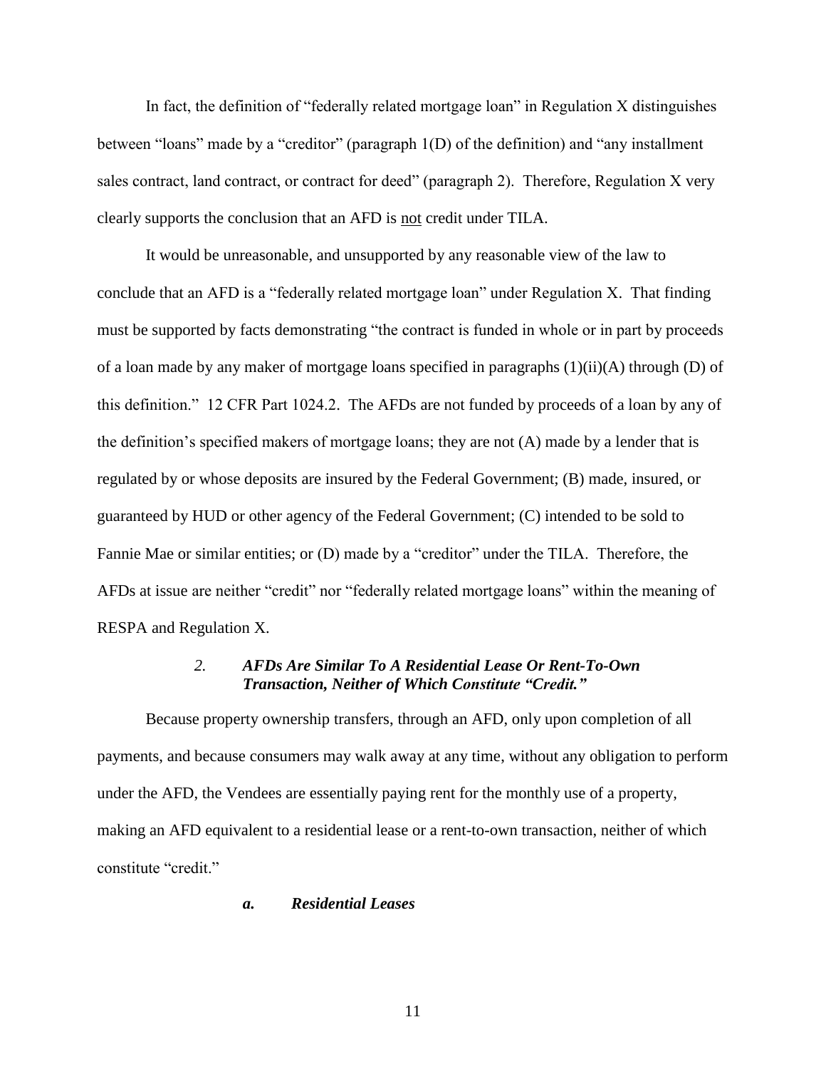In fact, the definition of "federally related mortgage loan" in Regulation X distinguishes between "loans" made by a "creditor" (paragraph 1(D) of the definition) and "any installment sales contract, land contract, or contract for deed" (paragraph 2). Therefore, Regulation X very clearly supports the conclusion that an AFD is not credit under TILA.

It would be unreasonable, and unsupported by any reasonable view of the law to conclude that an AFD is a "federally related mortgage loan" under Regulation X. That finding must be supported by facts demonstrating "the contract is funded in whole or in part by proceeds of a loan made by any maker of mortgage loans specified in paragraphs (1)(ii)(A) through (D) of this definition." 12 CFR Part 1024.2. The AFDs are not funded by proceeds of a loan by any of the definition's specified makers of mortgage loans; they are not (A) made by a lender that is regulated by or whose deposits are insured by the Federal Government; (B) made, insured, or guaranteed by HUD or other agency of the Federal Government; (C) intended to be sold to Fannie Mae or similar entities; or (D) made by a "creditor" under the TILA. Therefore, the AFDs at issue are neither "credit" nor "federally related mortgage loans" within the meaning of RESPA and Regulation X.

### *2. AFDs Are Similar To A Residential Lease Or Rent-To-Own Transaction, Neither of Which Constitute "Credit."*

Because property ownership transfers, through an AFD, only upon completion of all payments, and because consumers may walk away at any time, without any obligation to perform under the AFD, the Vendees are essentially paying rent for the monthly use of a property, making an AFD equivalent to a residential lease or a rent-to-own transaction, neither of which constitute "credit."

#### *a. Residential Leases*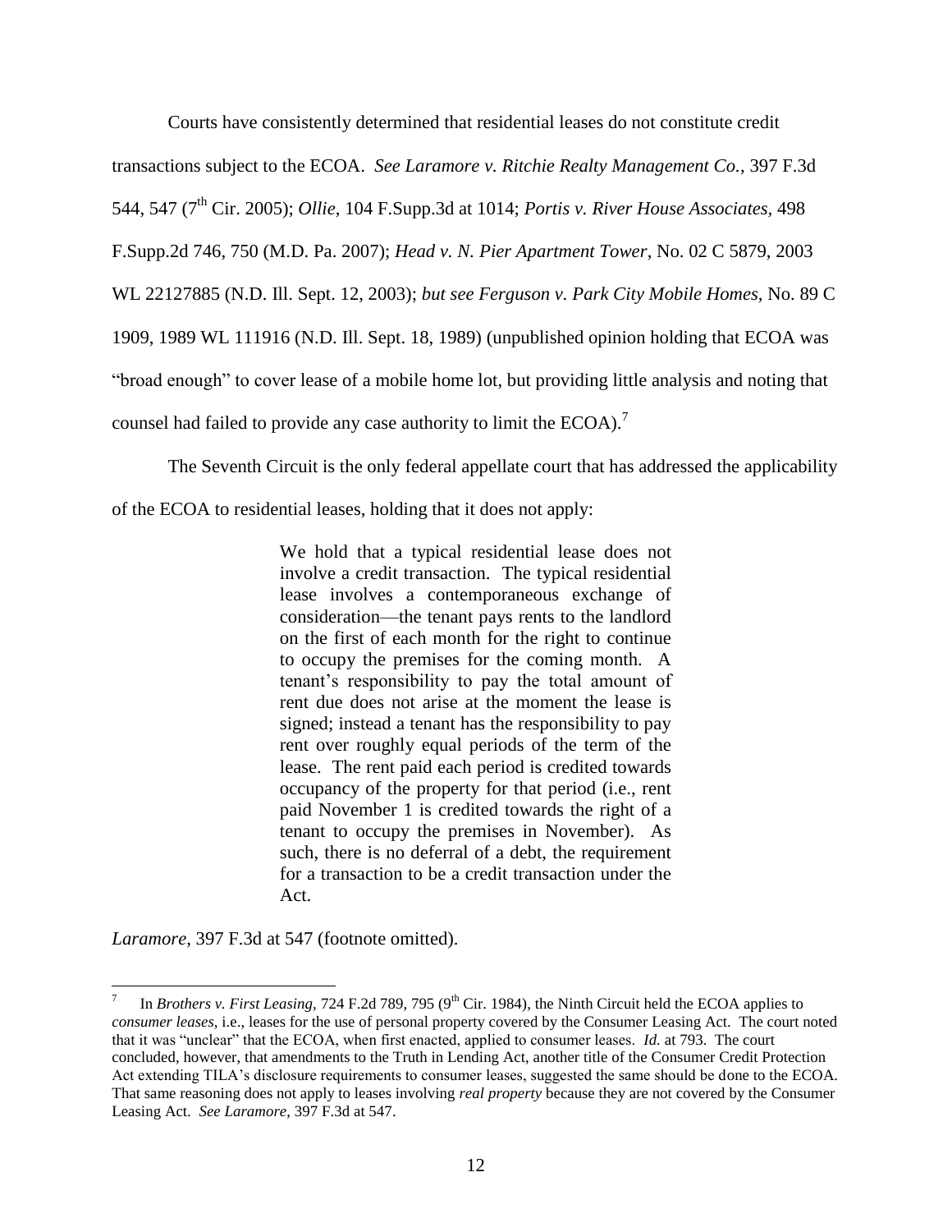Courts have consistently determined that residential leases do not constitute credit transactions subject to the ECOA. *See Laramore v. Ritchie Realty Management Co.*, 397 F.3d 544, 547 (7th Cir. 2005); *Ollie*, 104 F.Supp.3d at 1014; *Portis v. River House Associates*, 498 F.Supp.2d 746, 750 (M.D. Pa. 2007); *Head v. N. Pier Apartment Tower*, No. 02 C 5879, 2003 WL 22127885 (N.D. Ill. Sept. 12, 2003); *but see Ferguson v. Park City Mobile Homes*, No. 89 C 1909, 1989 WL 111916 (N.D. Ill. Sept. 18, 1989) (unpublished opinion holding that ECOA was "broad enough" to cover lease of a mobile home lot, but providing little analysis and noting that counsel had failed to provide any case authority to limit the ECOA).[7]

The Seventh Circuit is the only federal appellate court that has addressed the applicability of the ECOA to residential leases, holding that it does not apply:

> We hold that a typical residential lease does not involve a credit transaction. The typical residential lease involves a contemporaneous exchange of consideration—the tenant pays rents to the landlord on the first of each month for the right to continue to occupy the premises for the coming month. A tenant's responsibility to pay the total amount of rent due does not arise at the moment the lease is signed; instead a tenant has the responsibility to pay rent over roughly equal periods of the term of the lease. The rent paid each period is credited towards occupancy of the property for that period (i.e., rent paid November 1 is credited towards the right of a tenant to occupy the premises in November). As such, there is no deferral of a debt, the requirement for a transaction to be a credit transaction under the Act.

*Laramore*, 397 F.3d at 547 (footnote omitted).

---

[7] In *Brothers v. First Leasing*, 724 F.2d 789, 795 (9th Cir. 1984), the Ninth Circuit held the ECOA applies to *consumer leases*, i.e., leases for the use of personal property covered by the Consumer Leasing Act. The court noted that it was "unclear" that the ECOA, when first enacted, applied to consumer leases. *Id.* at 793. The court concluded, however, that amendments to the Truth in Lending Act, another title of the Consumer Credit Protection Act extending TILA's disclosure requirements to consumer leases, suggested the same should be done to the ECOA. That same reasoning does not apply to leases involving *real property* because they are not covered by the Consumer Leasing Act. *See Laramore*, 397 F.3d at 547.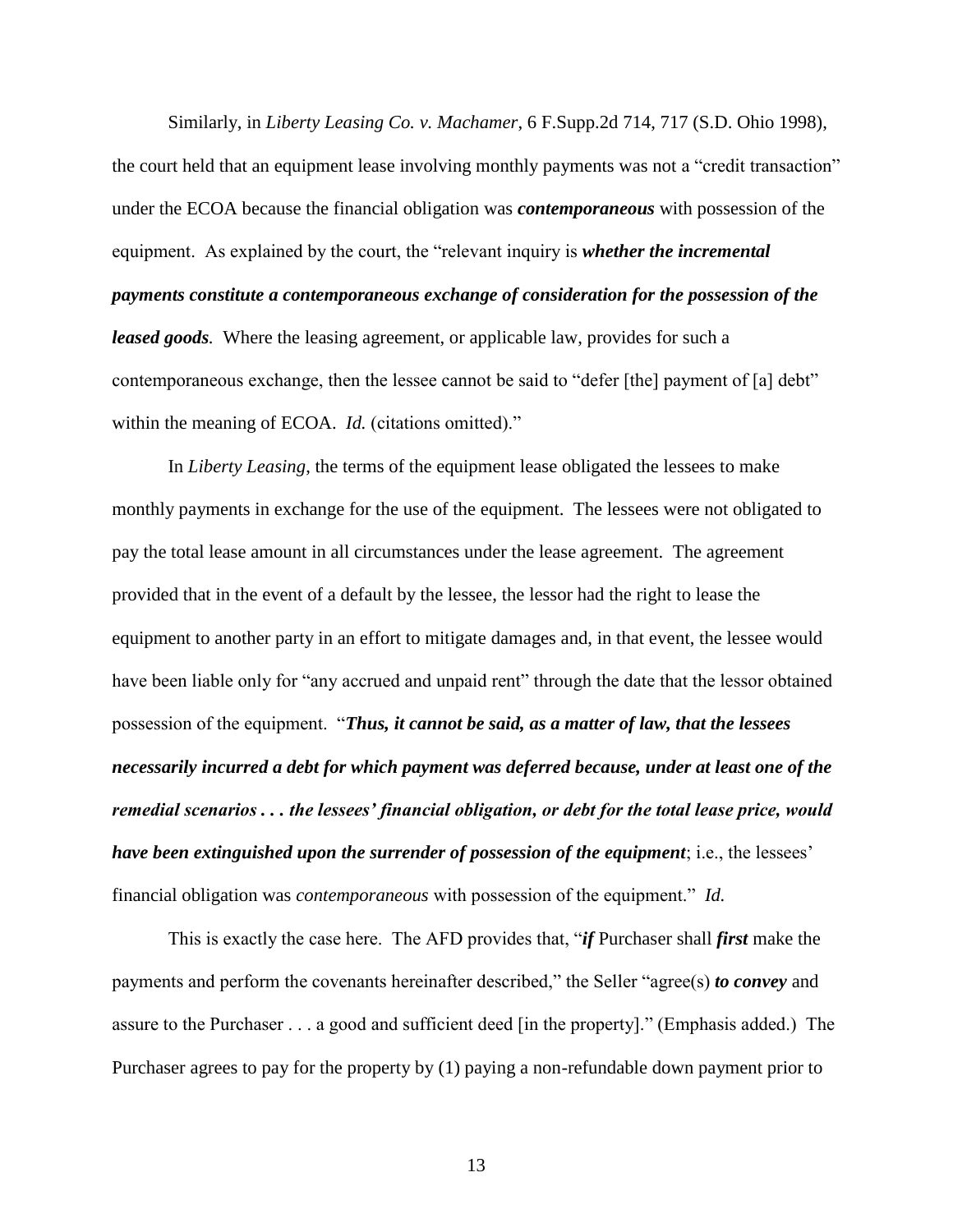Similarly, in *Liberty Leasing Co. v. Machamer*, 6 F.Supp.2d 714, 717 (S.D. Ohio 1998), the court held that an equipment lease involving monthly payments was not a "credit transaction" under the ECOA because the financial obligation was ***contemporaneous*** with possession of the equipment. As explained by the court, the "relevant inquiry is ***whether the incremental payments constitute a contemporaneous exchange of consideration for the possession of the leased goods.*** Where the leasing agreement, or applicable law, provides for such a contemporaneous exchange, then the lessee cannot be said to "defer [the] payment of [a] debt" within the meaning of ECOA. *Id.* (citations omitted)."

In *Liberty Leasing*, the terms of the equipment lease obligated the lessees to make monthly payments in exchange for the use of the equipment. The lessees were not obligated to pay the total lease amount in all circumstances under the lease agreement. The agreement provided that in the event of a default by the lessee, the lessor had the right to lease the equipment to another party in an effort to mitigate damages and, in that event, the lessee would have been liable only for "any accrued and unpaid rent" through the date that the lessor obtained possession of the equipment. "***Thus, it cannot be said, as a matter of law, that the lessees necessarily incurred a debt for which payment was deferred because, under at least one of the remedial scenarios . . . the lessees' financial obligation, or debt for the total lease price, would have been extinguished upon the surrender of possession of the equipment***; i.e., the lessees' financial obligation was *contemporaneous* with possession of the equipment." *Id.*

This is exactly the case here. The AFD provides that, "***if*** Purchaser shall ***first*** make the payments and perform the covenants hereinafter described," the Seller "agree(s) ***to convey*** and assure to the Purchaser . . . a good and sufficient deed [in the property]." (Emphasis added.) The Purchaser agrees to pay for the property by (1) paying a non-refundable down payment prior to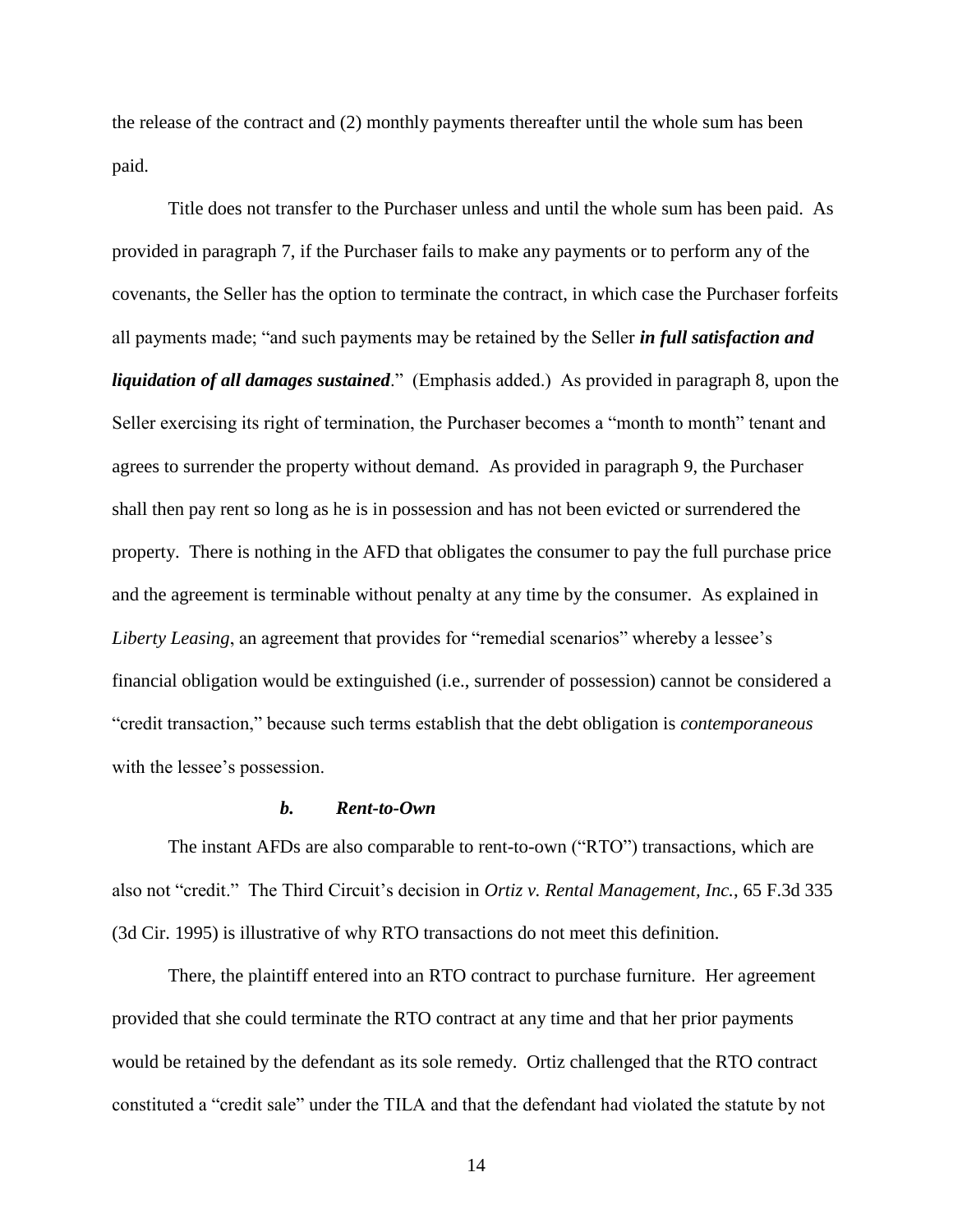the release of the contract and (2) monthly payments thereafter until the whole sum has been paid.

Title does not transfer to the Purchaser unless and until the whole sum has been paid. As provided in paragraph 7, if the Purchaser fails to make any payments or to perform any of the covenants, the Seller has the option to terminate the contract, in which case the Purchaser forfeits all payments made; "and such payments may be retained by the Seller ***in full satisfaction and liquidation of all damages sustained***." (Emphasis added.) As provided in paragraph 8, upon the Seller exercising its right of termination, the Purchaser becomes a "month to month" tenant and agrees to surrender the property without demand. As provided in paragraph 9, the Purchaser shall then pay rent so long as he is in possession and has not been evicted or surrendered the property. There is nothing in the AFD that obligates the consumer to pay the full purchase price and the agreement is terminable without penalty at any time by the consumer. As explained in *Liberty Leasing*, an agreement that provides for "remedial scenarios" whereby a lessee's financial obligation would be extinguished (i.e., surrender of possession) cannot be considered a "credit transaction," because such terms establish that the debt obligation is *contemporaneous* with the lessee's possession.

### *b. Rent-to-Own*

The instant AFDs are also comparable to rent-to-own ("RTO") transactions, which are also not "credit." The Third Circuit's decision in *Ortiz v. Rental Management, Inc.*, 65 F.3d 335 (3d Cir. 1995) is illustrative of why RTO transactions do not meet this definition.

There, the plaintiff entered into an RTO contract to purchase furniture. Her agreement provided that she could terminate the RTO contract at any time and that her prior payments would be retained by the defendant as its sole remedy. Ortiz challenged that the RTO contract constituted a "credit sale" under the TILA and that the defendant had violated the statute by not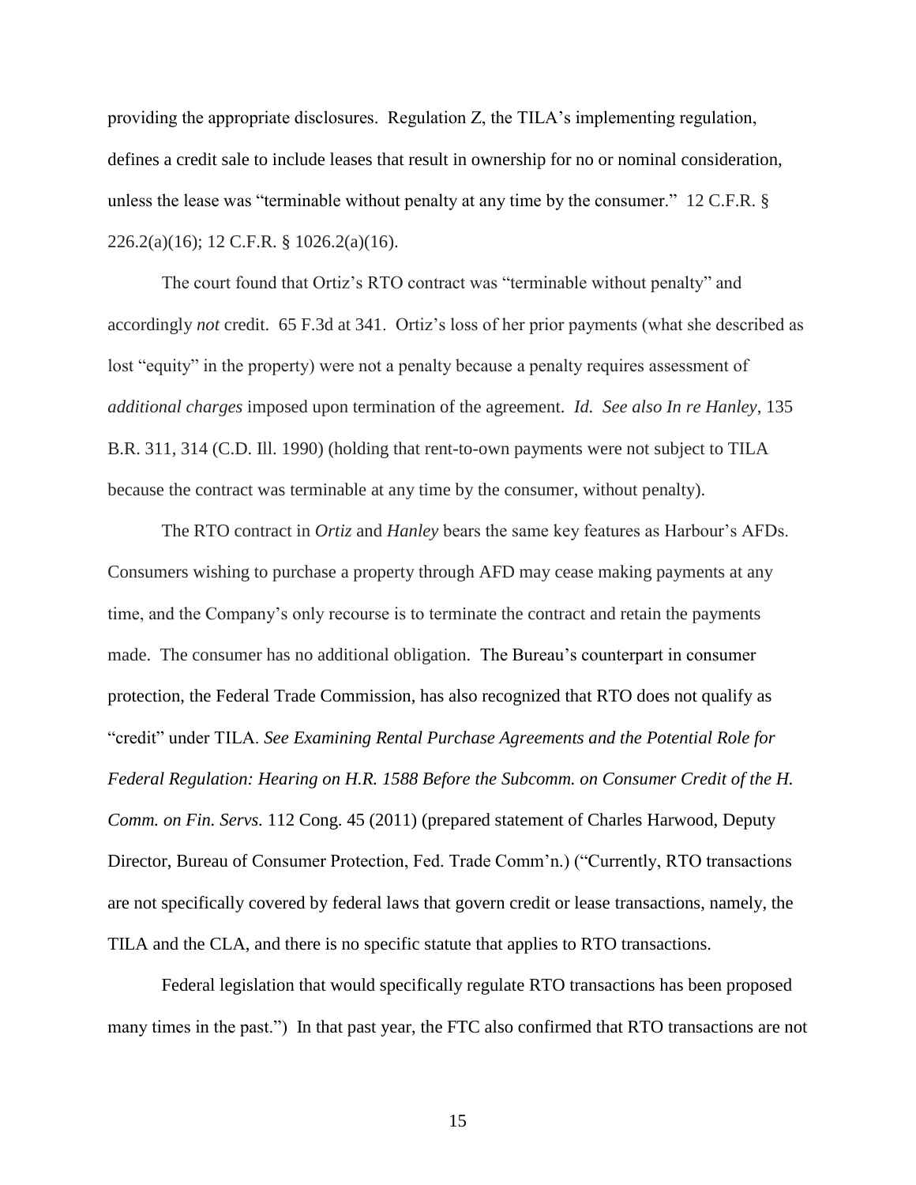providing the appropriate disclosures. Regulation Z, the TILA's implementing regulation, defines a credit sale to include leases that result in ownership for no or nominal consideration, unless the lease was "terminable without penalty at any time by the consumer." 12 C.F.R. § 226.2(a)(16); 12 C.F.R. § 1026.2(a)(16).

The court found that Ortiz's RTO contract was "terminable without penalty" and accordingly *not* credit. 65 F.3d at 341. Ortiz's loss of her prior payments (what she described as lost "equity" in the property) were not a penalty because a penalty requires assessment of *additional charges* imposed upon termination of the agreement. *Id. See also In re Hanley*, 135 B.R. 311, 314 (C.D. Ill. 1990) (holding that rent-to-own payments were not subject to TILA because the contract was terminable at any time by the consumer, without penalty).

The RTO contract in *Ortiz* and *Hanley* bears the same key features as Harbour's AFDs. Consumers wishing to purchase a property through AFD may cease making payments at any time, and the Company's only recourse is to terminate the contract and retain the payments made. The consumer has no additional obligation. The Bureau's counterpart in consumer protection, the Federal Trade Commission, has also recognized that RTO does not qualify as "credit" under TILA. *See Examining Rental Purchase Agreements and the Potential Role for Federal Regulation: Hearing on H.R. 1588 Before the Subcomm. on Consumer Credit of the H. Comm. on Fin. Servs.* 112 Cong. 45 (2011) (prepared statement of Charles Harwood, Deputy Director, Bureau of Consumer Protection, Fed. Trade Comm'n.) ("Currently, RTO transactions are not specifically covered by federal laws that govern credit or lease transactions, namely, the TILA and the CLA, and there is no specific statute that applies to RTO transactions.

Federal legislation that would specifically regulate RTO transactions has been proposed many times in the past.") In that past year, the FTC also confirmed that RTO transactions are not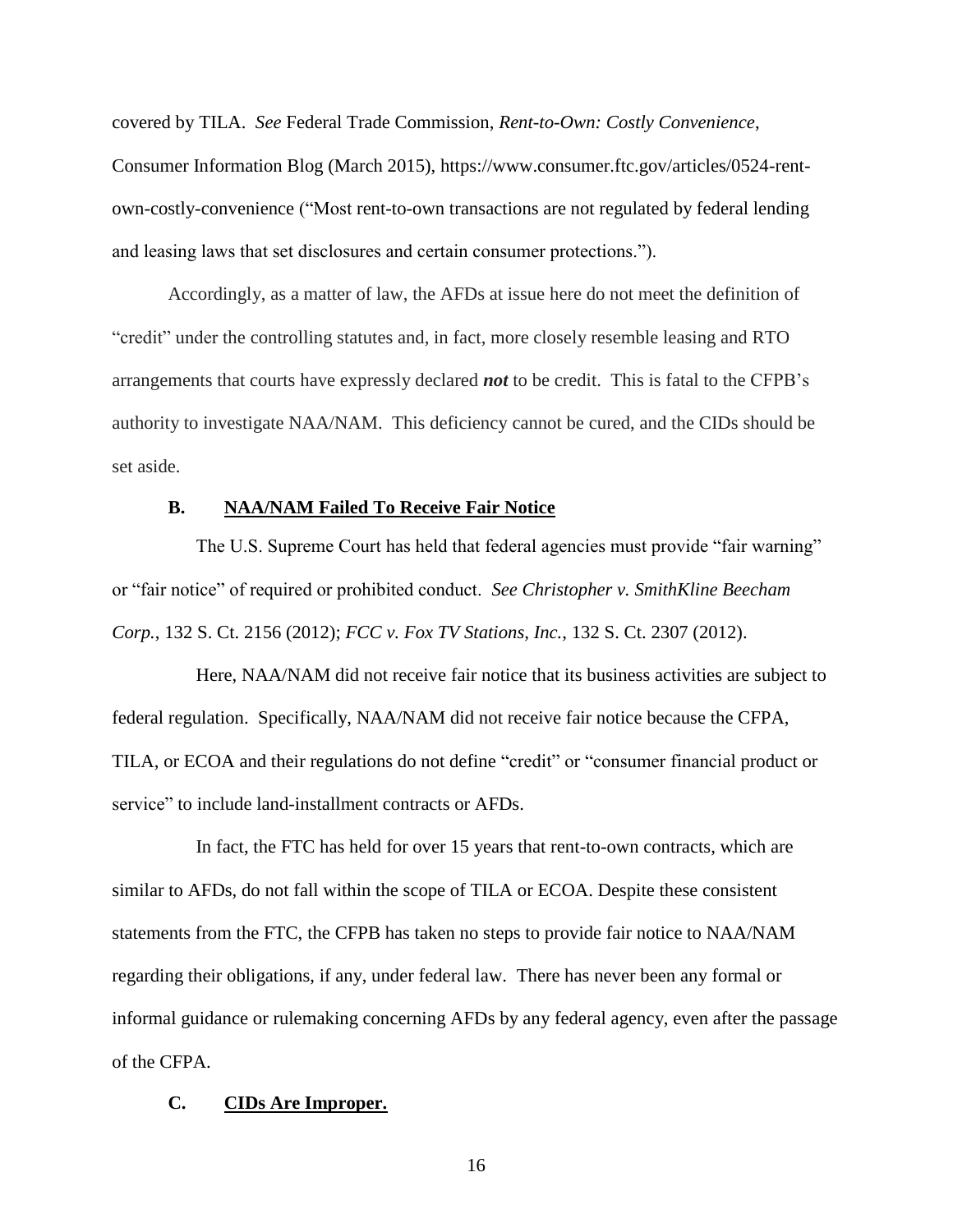covered by TILA. *See* Federal Trade Commission, *Rent-to-Own: Costly Convenience*, Consumer Information Blog (March 2015), https://www.consumer.ftc.gov/articles/0524-rent-own-costly-convenience ("Most rent-to-own transactions are not regulated by federal lending and leasing laws that set disclosures and certain consumer protections.").

Accordingly, as a matter of law, the AFDs at issue here do not meet the definition of "credit" under the controlling statutes and, in fact, more closely resemble leasing and RTO arrangements that courts have expressly declared ***not*** to be credit. This is fatal to the CFPB's authority to investigate NAA/NAM. This deficiency cannot be cured, and the CIDs should be set aside.

### B. NAA/NAM Failed To Receive Fair Notice

The U.S. Supreme Court has held that federal agencies must provide "fair warning" or "fair notice" of required or prohibited conduct. *See Christopher v. SmithKline Beecham Corp.*, 132 S. Ct. 2156 (2012); *FCC v. Fox TV Stations, Inc.*, 132 S. Ct. 2307 (2012).

Here, NAA/NAM did not receive fair notice that its business activities are subject to federal regulation. Specifically, NAA/NAM did not receive fair notice because the CFPA, TILA, or ECOA and their regulations do not define "credit" or "consumer financial product or service" to include land-installment contracts or AFDs.

In fact, the FTC has held for over 15 years that rent-to-own contracts, which are similar to AFDs, do not fall within the scope of TILA or ECOA. Despite these consistent statements from the FTC, the CFPB has taken no steps to provide fair notice to NAA/NAM regarding their obligations, if any, under federal law. There has never been any formal or informal guidance or rulemaking concerning AFDs by any federal agency, even after the passage of the CFPA.

### C. CIDs Are Improper.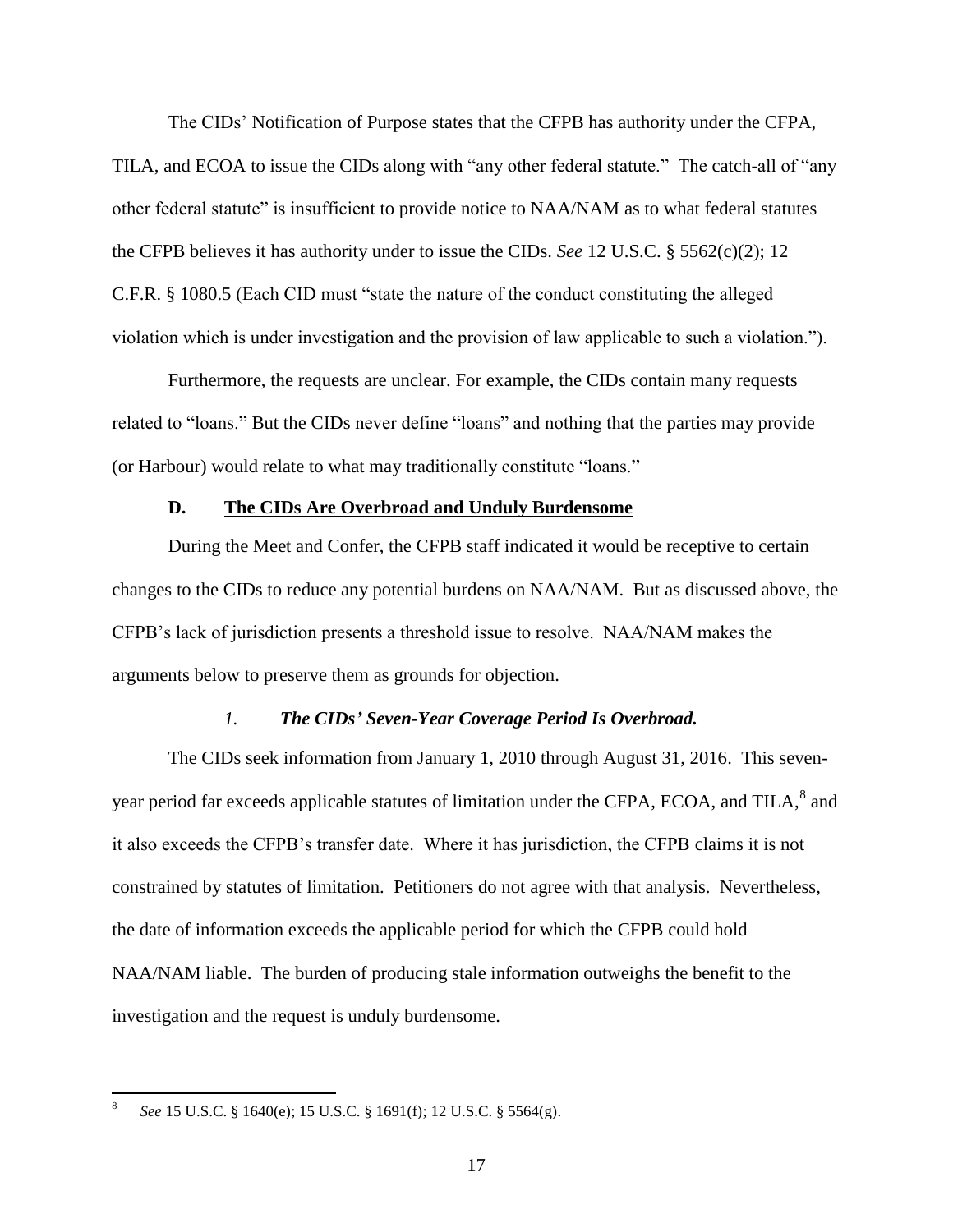The CIDs' Notification of Purpose states that the CFPB has authority under the CFPA, TILA, and ECOA to issue the CIDs along with "any other federal statute." The catch-all of "any other federal statute" is insufficient to provide notice to NAA/NAM as to what federal statutes the CFPB believes it has authority under to issue the CIDs. *See* 12 U.S.C. § 5562(c)(2); 12 C.F.R. § 1080.5 (Each CID must "state the nature of the conduct constituting the alleged violation which is under investigation and the provision of law applicable to such a violation.").

Furthermore, the requests are unclear. For example, the CIDs contain many requests related to "loans." But the CIDs never define "loans" and nothing that the parties may provide (or Harbour) would relate to what may traditionally constitute "loans."

### D. <u>The CIDs Are Overbroad and Unduly Burdensome</u>

During the Meet and Confer, the CFPB staff indicated it would be receptive to certain changes to the CIDs to reduce any potential burdens on NAA/NAM. But as discussed above, the CFPB's lack of jurisdiction presents a threshold issue to resolve. NAA/NAM makes the arguments below to preserve them as grounds for objection.

#### *1. The CIDs' Seven-Year Coverage Period Is Overbroad.*

The CIDs seek information from January 1, 2010 through August 31, 2016. This seven-year period far exceeds applicable statutes of limitation under the CFPA, ECOA, and TILA,[8] and it also exceeds the CFPB's transfer date. Where it has jurisdiction, the CFPB claims it is not constrained by statutes of limitation. Petitioners do not agree with that analysis. Nevertheless, the date of information exceeds the applicable period for which the CFPB could hold NAA/NAM liable. The burden of producing stale information outweighs the benefit to the investigation and the request is unduly burdensome.

---

[8] *See* 15 U.S.C. § 1640(e); 15 U.S.C. § 1691(f); 12 U.S.C. § 5564(g).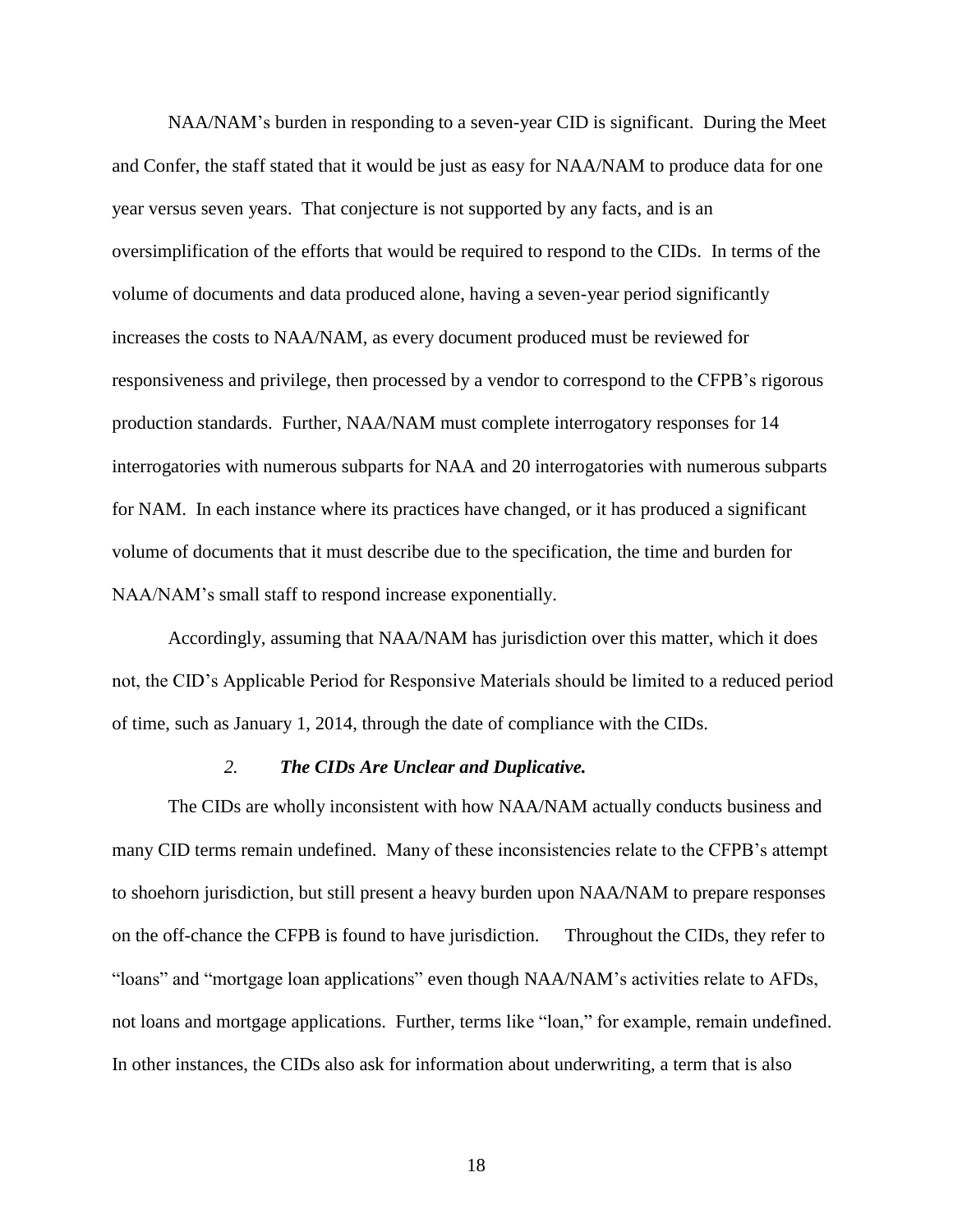NAA/NAM's burden in responding to a seven-year CID is significant. During the Meet and Confer, the staff stated that it would be just as easy for NAA/NAM to produce data for one year versus seven years. That conjecture is not supported by any facts, and is an oversimplification of the efforts that would be required to respond to the CIDs. In terms of the volume of documents and data produced alone, having a seven-year period significantly increases the costs to NAA/NAM, as every document produced must be reviewed for responsiveness and privilege, then processed by a vendor to correspond to the CFPB's rigorous production standards. Further, NAA/NAM must complete interrogatory responses for 14 interrogatories with numerous subparts for NAA and 20 interrogatories with numerous subparts for NAM. In each instance where its practices have changed, or it has produced a significant volume of documents that it must describe due to the specification, the time and burden for NAA/NAM's small staff to respond increase exponentially.

Accordingly, assuming that NAA/NAM has jurisdiction over this matter, which it does not, the CID's Applicable Period for Responsive Materials should be limited to a reduced period of time, such as January 1, 2014, through the date of compliance with the CIDs.

### *2. **The CIDs Are Unclear and Duplicative.***

The CIDs are wholly inconsistent with how NAA/NAM actually conducts business and many CID terms remain undefined. Many of these inconsistencies relate to the CFPB's attempt to shoehorn jurisdiction, but still present a heavy burden upon NAA/NAM to prepare responses on the off-chance the CFPB is found to have jurisdiction. Throughout the CIDs, they refer to "loans" and "mortgage loan applications" even though NAA/NAM's activities relate to AFDs, not loans and mortgage applications. Further, terms like "loan," for example, remain undefined. In other instances, the CIDs also ask for information about underwriting, a term that is also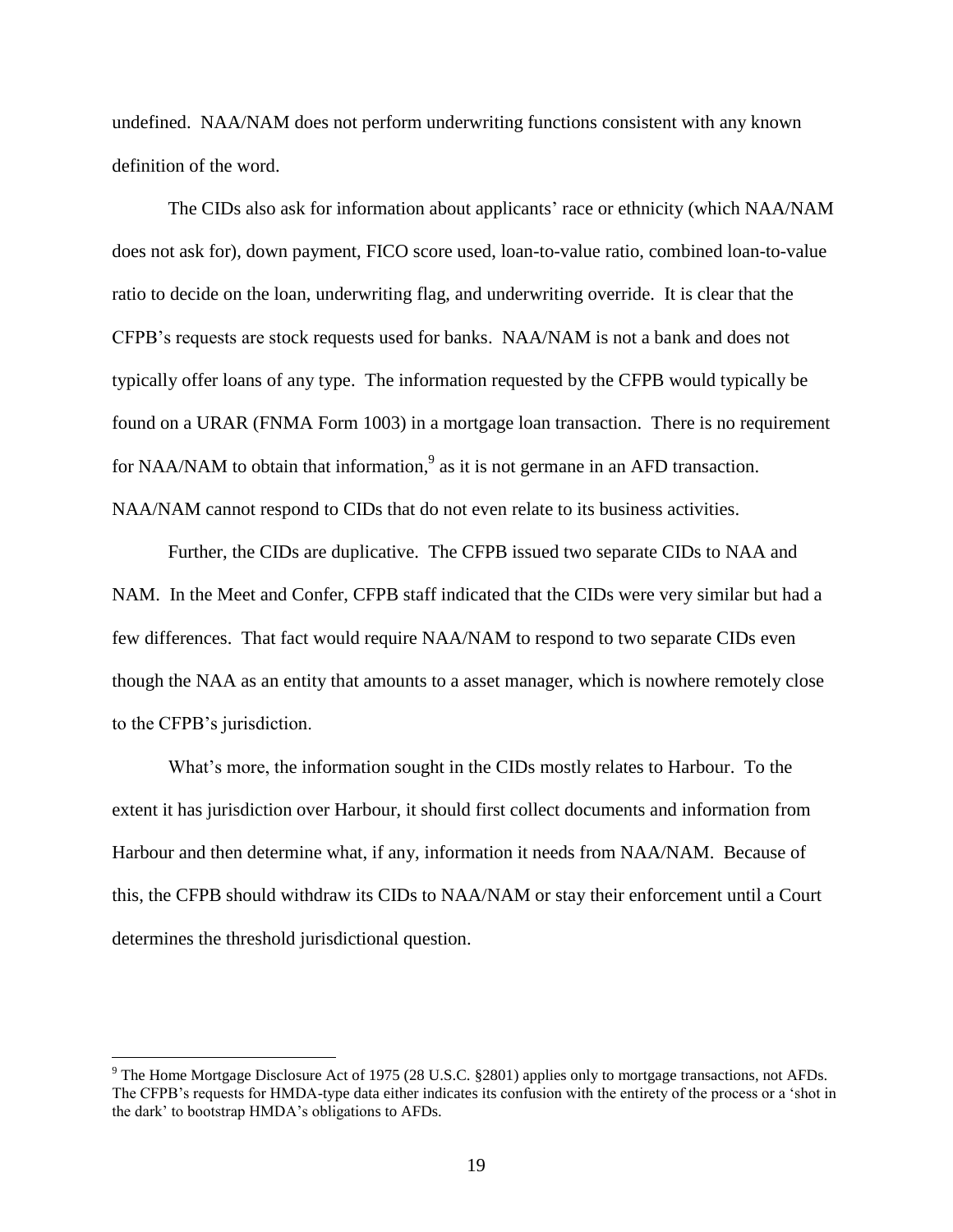undefined. NAA/NAM does not perform underwriting functions consistent with any known definition of the word.

The CIDs also ask for information about applicants' race or ethnicity (which NAA/NAM does not ask for), down payment, FICO score used, loan-to-value ratio, combined loan-to-value ratio to decide on the loan, underwriting flag, and underwriting override. It is clear that the CFPB's requests are stock requests used for banks. NAA/NAM is not a bank and does not typically offer loans of any type. The information requested by the CFPB would typically be found on a URAR (FNMA Form 1003) in a mortgage loan transaction. There is no requirement for NAA/NAM to obtain that information,[9] as it is not germane in an AFD transaction. NAA/NAM cannot respond to CIDs that do not even relate to its business activities.

Further, the CIDs are duplicative. The CFPB issued two separate CIDs to NAA and NAM. In the Meet and Confer, CFPB staff indicated that the CIDs were very similar but had a few differences. That fact would require NAA/NAM to respond to two separate CIDs even though the NAA as an entity that amounts to a asset manager, which is nowhere remotely close to the CFPB's jurisdiction.

What's more, the information sought in the CIDs mostly relates to Harbour. To the extent it has jurisdiction over Harbour, it should first collect documents and information from Harbour and then determine what, if any, information it needs from NAA/NAM. Because of this, the CFPB should withdraw its CIDs to NAA/NAM or stay their enforcement until a Court determines the threshold jurisdictional question.

---

[9] The Home Mortgage Disclosure Act of 1975 (28 U.S.C. §2801) applies only to mortgage transactions, not AFDs. The CFPB's requests for HMDA-type data either indicates its confusion with the entirety of the process or a 'shot in the dark' to bootstrap HMDA's obligations to AFDs.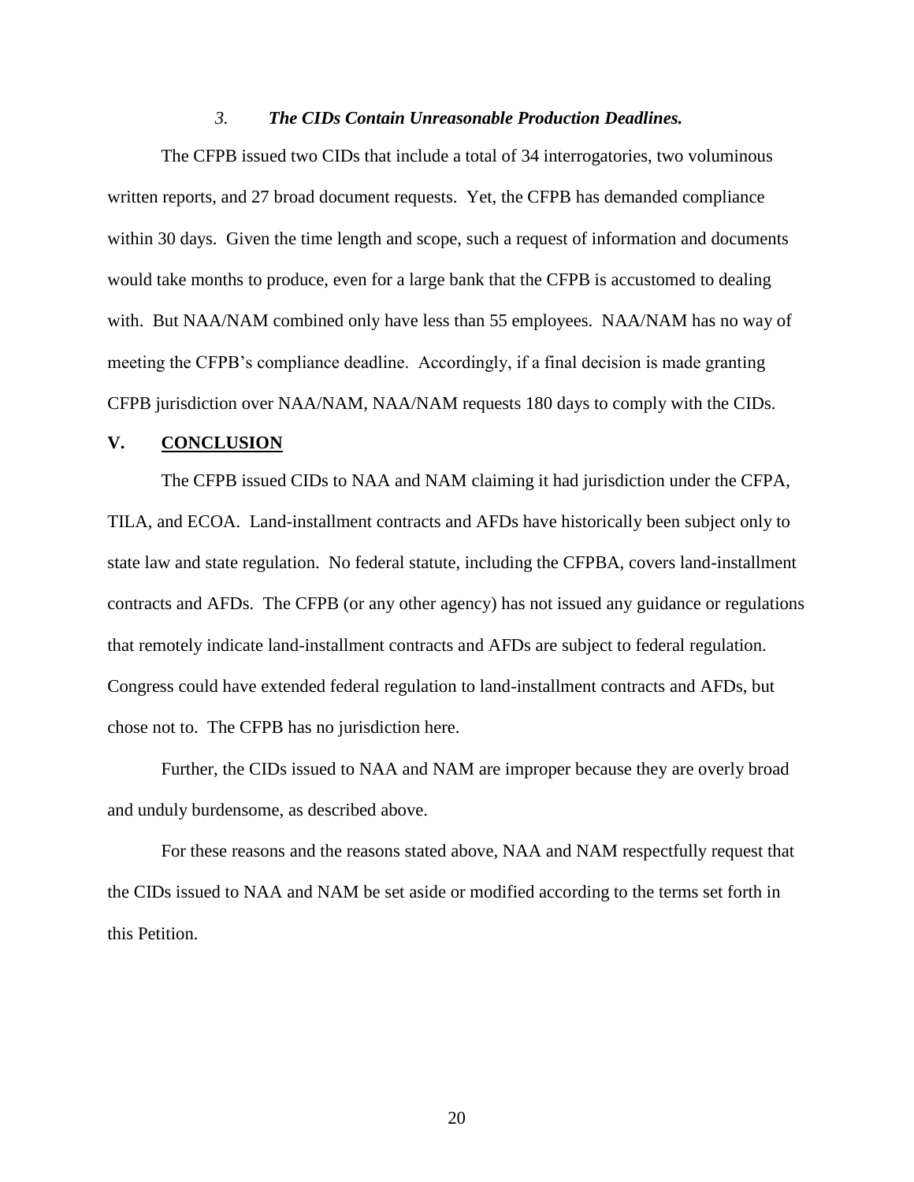### *3. The CIDs Contain Unreasonable Production Deadlines.*

The CFPB issued two CIDs that include a total of 34 interrogatories, two voluminous written reports, and 27 broad document requests. Yet, the CFPB has demanded compliance within 30 days. Given the time length and scope, such a request of information and documents would take months to produce, even for a large bank that the CFPB is accustomed to dealing with. But NAA/NAM combined only have less than 55 employees. NAA/NAM has no way of meeting the CFPB's compliance deadline. Accordingly, if a final decision is made granting CFPB jurisdiction over NAA/NAM, NAA/NAM requests 180 days to comply with the CIDs.

## V. CONCLUSION

The CFPB issued CIDs to NAA and NAM claiming it had jurisdiction under the CFPA, TILA, and ECOA. Land-installment contracts and AFDs have historically been subject only to state law and state regulation. No federal statute, including the CFPBA, covers land-installment contracts and AFDs. The CFPB (or any other agency) has not issued any guidance or regulations that remotely indicate land-installment contracts and AFDs are subject to federal regulation. Congress could have extended federal regulation to land-installment contracts and AFDs, but chose not to. The CFPB has no jurisdiction here.

Further, the CIDs issued to NAA and NAM are improper because they are overly broad and unduly burdensome, as described above.

For these reasons and the reasons stated above, NAA and NAM respectfully request that the CIDs issued to NAA and NAM be set aside or modified according to the terms set forth in this Petition.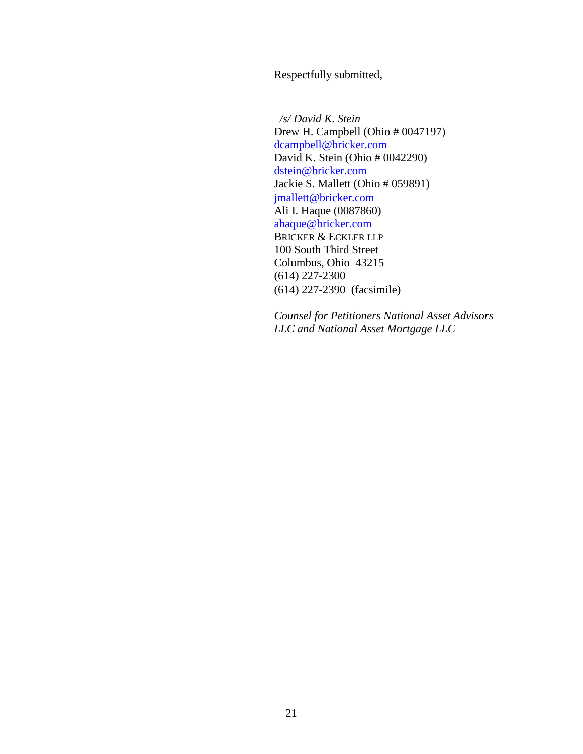Respectfully submitted,

*/s/ David K. Stein*
Drew H. Campbell (Ohio # 0047197)
dcampbell@bricker.com
David K. Stein (Ohio # 0042290)
dstein@bricker.com
Jackie S. Mallett (Ohio # 059891)
jmallett@bricker.com
Ali I. Haque (0087860)
ahaque@bricker.com
BRICKER & ECKLER LLP
100 South Third Street
Columbus, Ohio 43215
(614) 227-2300
(614) 227-2390 (facsimile)

*Counsel for Petitioners National Asset Advisors LLC and National Asset Mortgage LLC*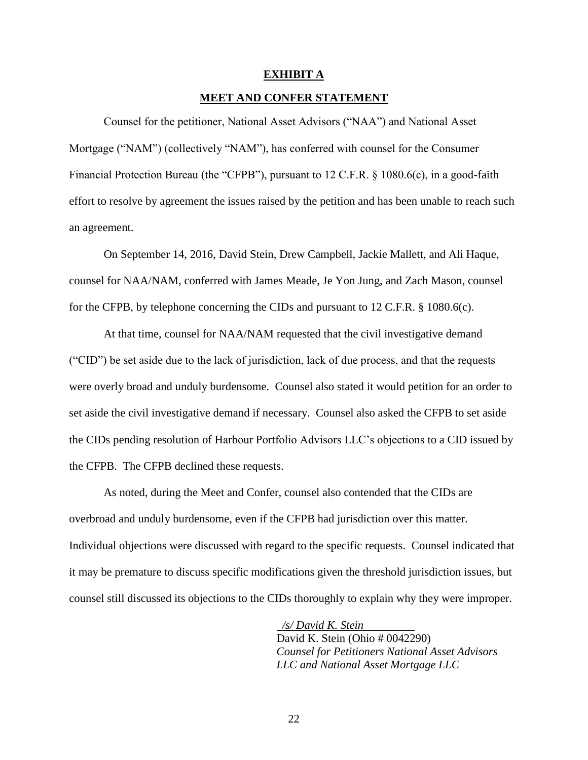**EXHIBIT A**

**MEET AND CONFER STATEMENT**

Counsel for the petitioner, National Asset Advisors ("NAA") and National Asset Mortgage ("NAM") (collectively "NAM"), has conferred with counsel for the Consumer Financial Protection Bureau (the "CFPB"), pursuant to 12 C.F.R. § 1080.6(c), in a good-faith effort to resolve by agreement the issues raised by the petition and has been unable to reach such an agreement.

On September 14, 2016, David Stein, Drew Campbell, Jackie Mallett, and Ali Haque, counsel for NAA/NAM, conferred with James Meade, Je Yon Jung, and Zach Mason, counsel for the CFPB, by telephone concerning the CIDs and pursuant to 12 C.F.R. § 1080.6(c).

At that time, counsel for NAA/NAM requested that the civil investigative demand ("CID") be set aside due to the lack of jurisdiction, lack of due process, and that the requests were overly broad and unduly burdensome. Counsel also stated it would petition for an order to set aside the civil investigative demand if necessary. Counsel also asked the CFPB to set aside the CIDs pending resolution of Harbour Portfolio Advisors LLC's objections to a CID issued by the CFPB. The CFPB declined these requests.

As noted, during the Meet and Confer, counsel also contended that the CIDs are overbroad and unduly burdensome, even if the CFPB had jurisdiction over this matter. Individual objections were discussed with regard to the specific requests. Counsel indicated that it may be premature to discuss specific modifications given the threshold jurisdiction issues, but counsel still discussed its objections to the CIDs thoroughly to explain why they were improper.

*/s/ David K. Stein*
David K. Stein (Ohio # 0042290)
*Counsel for Petitioners National Asset Advisors LLC and National Asset Mortgage LLC*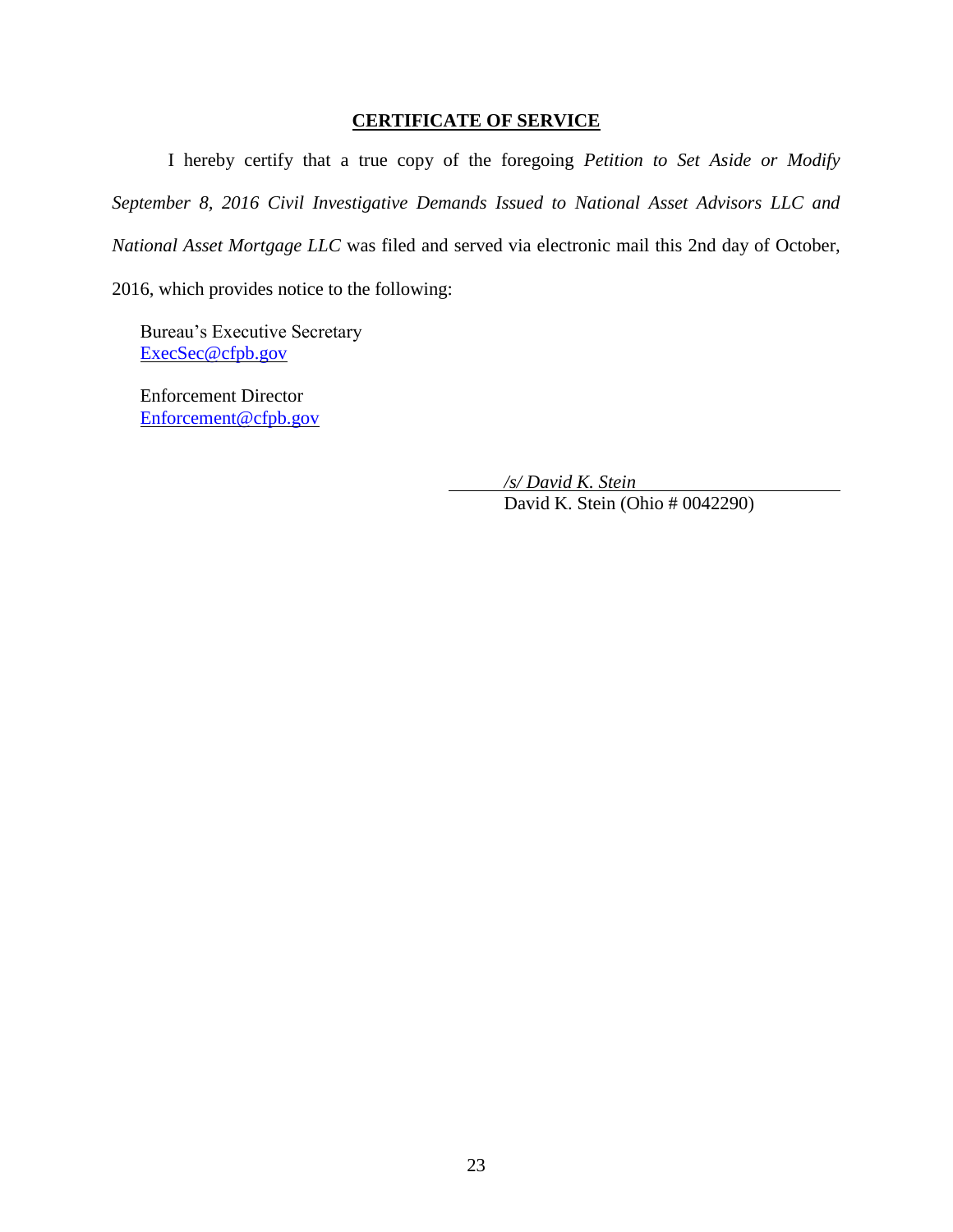## CERTIFICATE OF SERVICE

I hereby certify that a true copy of the foregoing *Petition to Set Aside or Modify September 8, 2016 Civil Investigative Demands Issued to National Asset Advisors LLC and National Asset Mortgage LLC* was filed and served via electronic mail this 2nd day of October, 2016, which provides notice to the following:

Bureau's Executive Secretary
ExecSec@cfpb.gov

Enforcement Director
Enforcement@cfpb.gov

*/s/ David K. Stein*
David K. Stein (Ohio # 0042290)